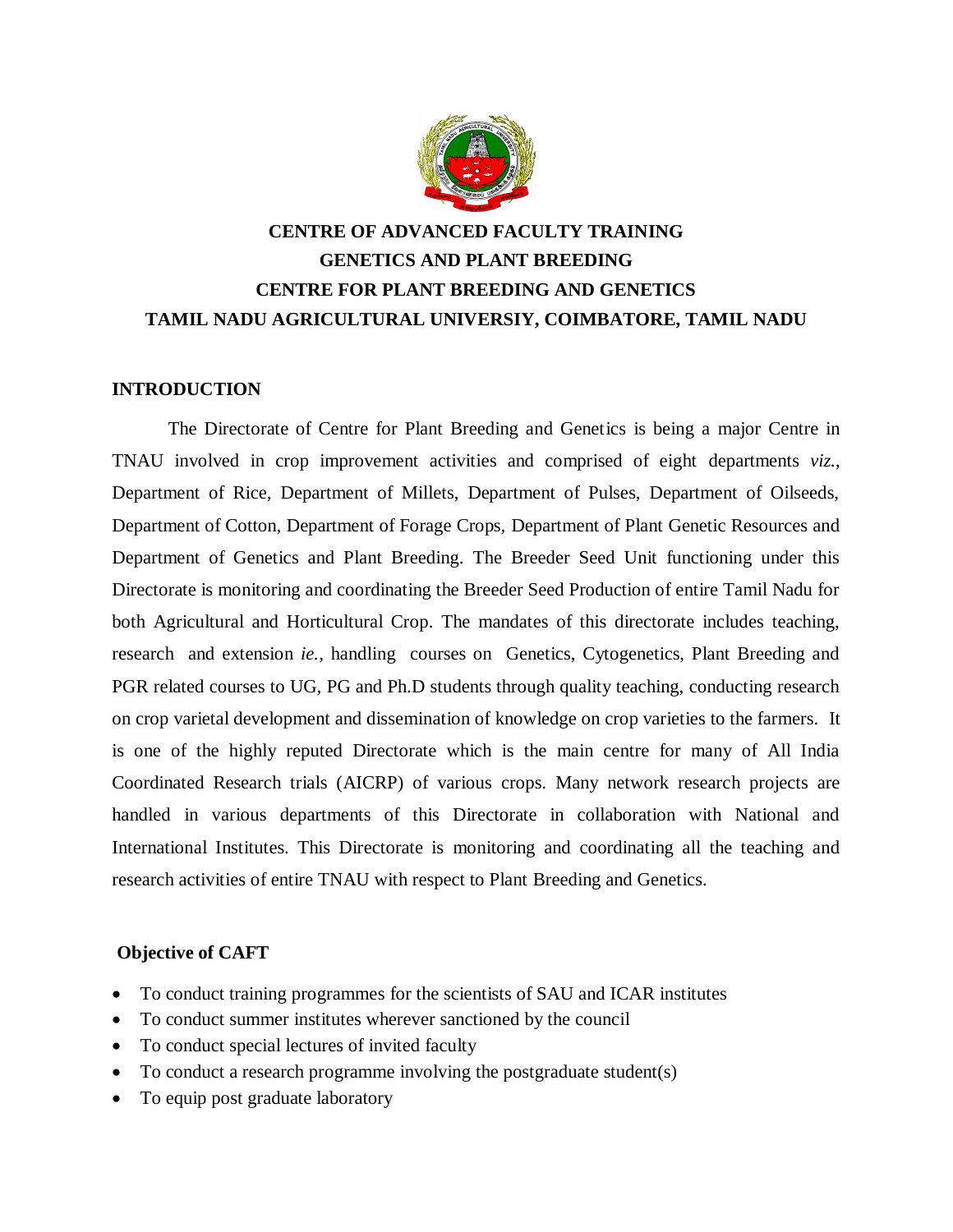# CENTRE OF ADVANCED FACULTY TRAINING
# GENETICS AND PLANT BREEDING
# CENTRE FOR PLANT BREEDING AND GENETICS
# TAMIL NADU AGRICULTURAL UNIVERSIY, COIMBATORE, TAMIL NADU

## INTRODUCTION

The Directorate of Centre for Plant Breeding and Genetics is being a major Centre in TNAU involved in crop improvement activities and comprised of eight departments *viz.*, Department of Rice, Department of Millets, Department of Pulses, Department of Oilseeds, Department of Cotton, Department of Forage Crops, Department of Plant Genetic Resources and Department of Genetics and Plant Breeding. The Breeder Seed Unit functioning under this Directorate is monitoring and coordinating the Breeder Seed Production of entire Tamil Nadu for both Agricultural and Horticultural Crop. The mandates of this directorate includes teaching, research and extension *ie.*, handling courses on Genetics, Cytogenetics, Plant Breeding and PGR related courses to UG, PG and Ph.D students through quality teaching, conducting research on crop varietal development and dissemination of knowledge on crop varieties to the farmers. It is one of the highly reputed Directorate which is the main centre for many of All India Coordinated Research trials (AICRP) of various crops. Many network research projects are handled in various departments of this Directorate in collaboration with National and International Institutes. This Directorate is monitoring and coordinating all the teaching and research activities of entire TNAU with respect to Plant Breeding and Genetics.

## Objective of CAFT

- To conduct training programmes for the scientists of SAU and ICAR institutes
- To conduct summer institutes wherever sanctioned by the council
- To conduct special lectures of invited faculty
- To conduct a research programme involving the postgraduate student(s)
- To equip post graduate laboratory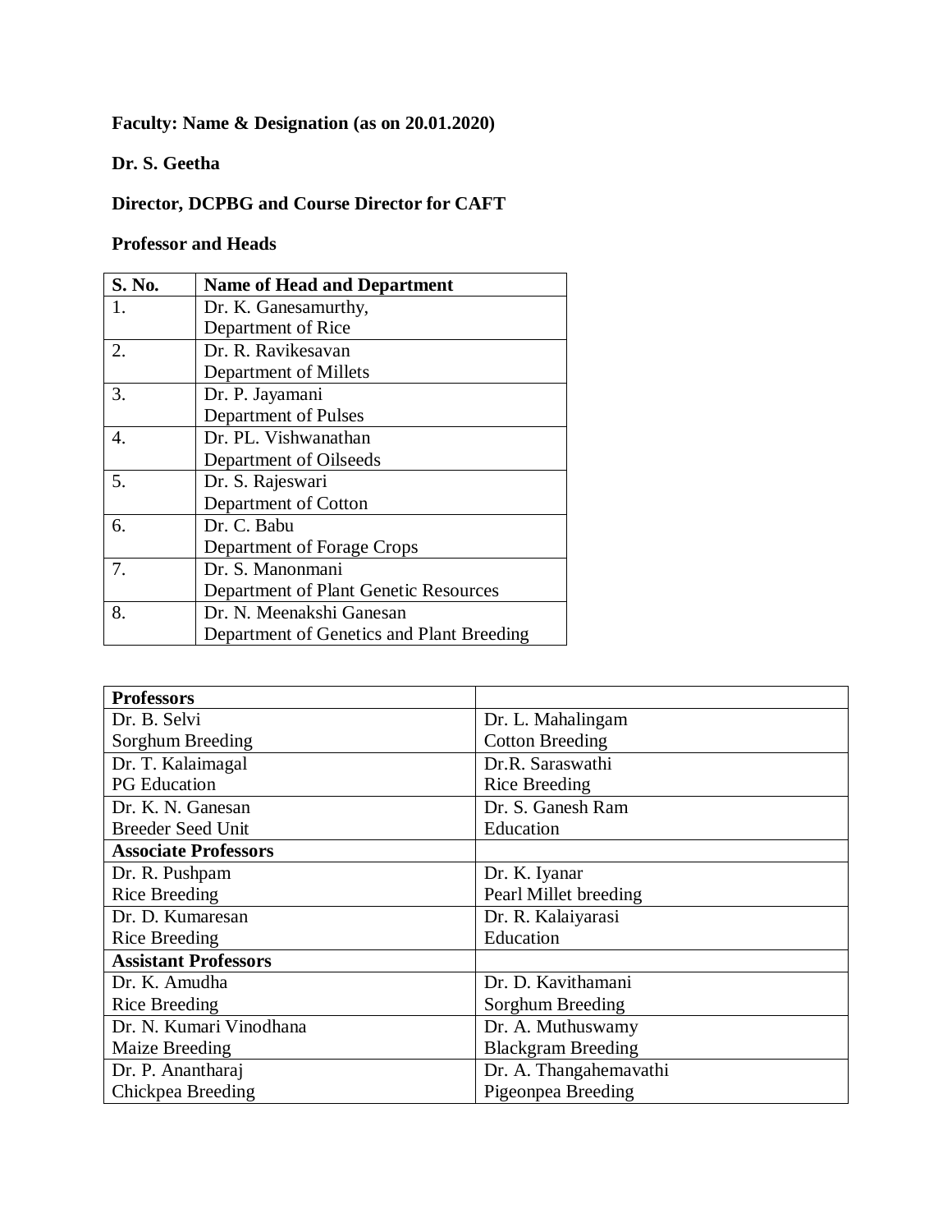**Faculty: Name & Designation (as on 20.01.2020)**

**Dr. S. Geetha**

**Director, DCPBG and Course Director for CAFT**

**Professor and Heads**

| S. No. | Name of Head and Department |
|---|---|
| 1. | Dr. K. Ganesamurthy,<br>Department of Rice |
| 2. | Dr. R. Ravikesavan<br>Department of Millets |
| 3. | Dr. P. Jayamani<br>Department of Pulses |
| 4. | Dr. PL. Vishwanathan<br>Department of Oilseeds |
| 5. | Dr. S. Rajeswari<br>Department of Cotton |
| 6. | Dr. C. Babu<br>Department of Forage Crops |
| 7. | Dr. S. Manonmani<br>Department of Plant Genetic Resources |
| 8. | Dr. N. Meenakshi Ganesan<br>Department of Genetics and Plant Breeding |

| **Professors** | |
|---|---|
| Dr. B. Selvi<br>Sorghum Breeding | Dr. L. Mahalingam<br>Cotton Breeding |
| Dr. T. Kalaimagal<br>PG Education | Dr.R. Saraswathi<br>Rice Breeding |
| Dr. K. N. Ganesan<br>Breeder Seed Unit | Dr. S. Ganesh Ram<br>Education |
| **Associate Professors** | |
| Dr. R. Pushpam<br>Rice Breeding | Dr. K. Iyanar<br>Pearl Millet breeding |
| Dr. D. Kumaresan<br>Rice Breeding | Dr. R. Kalaiyarasi<br>Education |
| **Assistant Professors** | |
| Dr. K. Amudha<br>Rice Breeding | Dr. D. Kavithamani<br>Sorghum Breeding |
| Dr. N. Kumari Vinodhana<br>Maize Breeding | Dr. A. Muthuswamy<br>Blackgram Breeding |
| Dr. P. Anantharaj<br>Chickpea Breeding | Dr. A. Thangahemavathi<br>Pigeonpea Breeding |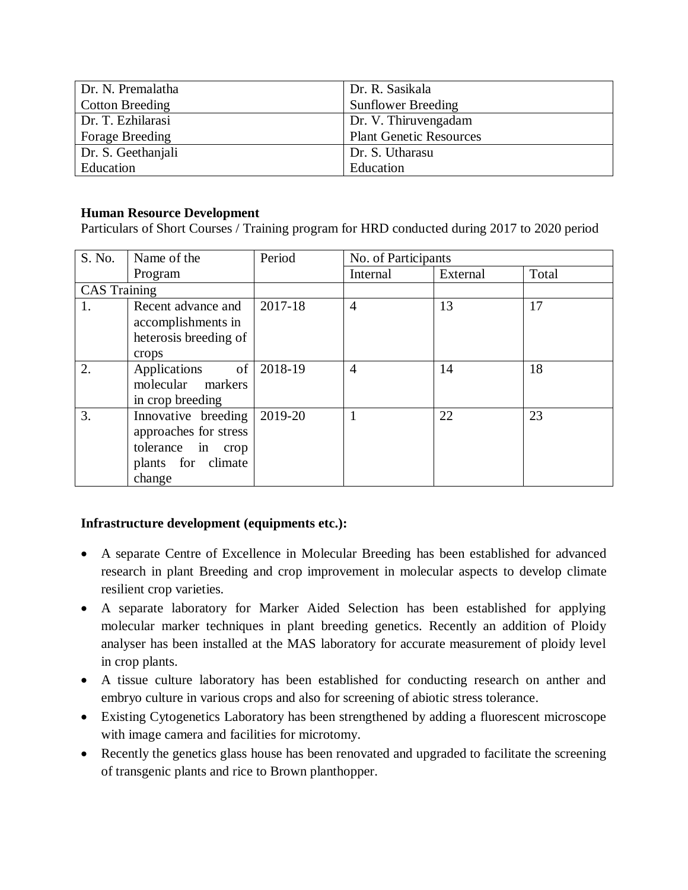| Dr. N. Premalatha<br>Cotton Breeding | Dr. R. Sasikala<br>Sunflower Breeding |
|---|---|
| Dr. T. Ezhilarasi<br>Forage Breeding | Dr. V. Thiruvengadam<br>Plant Genetic Resources |
| Dr. S. Geethanjali<br>Education | Dr. S. Utharasu<br>Education |

**Human Resource Development**

Particulars of Short Courses / Training program for HRD conducted during 2017 to 2020 period

| S. No. | Name of the Program | Period | No. of Participants | | |
|---|---|---|---|---|---|
| | | | Internal | External | Total |
| CAS Training | | | | | |
| 1. | Recent advance and accomplishments in heterosis breeding of crops | 2017-18 | 4 | 13 | 17 |
| 2. | Applications of molecular markers in crop breeding | 2018-19 | 4 | 14 | 18 |
| 3. | Innovative breeding approaches for stress tolerance in crop plants for climate change | 2019-20 | 1 | 22 | 23 |

**Infrastructure development (equipments etc.):**

- A separate Centre of Excellence in Molecular Breeding has been established for advanced research in plant Breeding and crop improvement in molecular aspects to develop climate resilient crop varieties.
- A separate laboratory for Marker Aided Selection has been established for applying molecular marker techniques in plant breeding genetics. Recently an addition of Ploidy analyser has been installed at the MAS laboratory for accurate measurement of ploidy level in crop plants.
- A tissue culture laboratory has been established for conducting research on anther and embryo culture in various crops and also for screening of abiotic stress tolerance.
- Existing Cytogenetics Laboratory has been strengthened by adding a fluorescent microscope with image camera and facilities for microtomy.
- Recently the genetics glass house has been renovated and upgraded to facilitate the screening of transgenic plants and rice to Brown planthopper.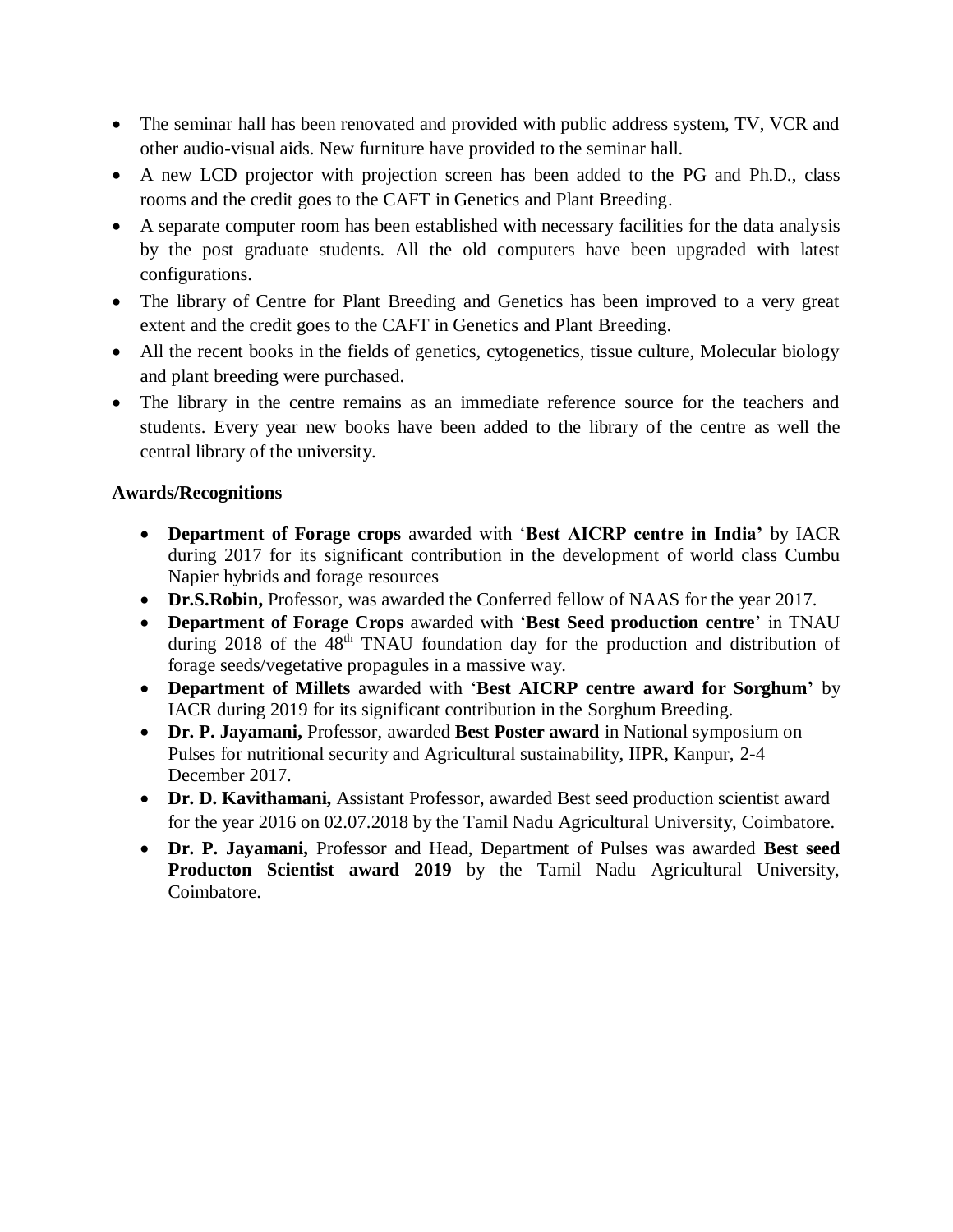- The seminar hall has been renovated and provided with public address system, TV, VCR and other audio-visual aids. New furniture have provided to the seminar hall.
- A new LCD projector with projection screen has been added to the PG and Ph.D., class rooms and the credit goes to the CAFT in Genetics and Plant Breeding.
- A separate computer room has been established with necessary facilities for the data analysis by the post graduate students. All the old computers have been upgraded with latest configurations.
- The library of Centre for Plant Breeding and Genetics has been improved to a very great extent and the credit goes to the CAFT in Genetics and Plant Breeding.
- All the recent books in the fields of genetics, cytogenetics, tissue culture, Molecular biology and plant breeding were purchased.
- The library in the centre remains as an immediate reference source for the teachers and students. Every year new books have been added to the library of the centre as well the central library of the university.

**Awards/Recognitions**

- **Department of Forage crops** awarded with '**Best AICRP centre in India'** by IACR during 2017 for its significant contribution in the development of world class Cumbu Napier hybrids and forage resources
- **Dr.S.Robin,** Professor, was awarded the Conferred fellow of NAAS for the year 2017.
- **Department of Forage Crops** awarded with '**Best Seed production centre**' in TNAU during 2018 of the 48th TNAU foundation day for the production and distribution of forage seeds/vegetative propagules in a massive way.
- **Department of Millets** awarded with '**Best AICRP centre award for Sorghum'** by IACR during 2019 for its significant contribution in the Sorghum Breeding.
- **Dr. P. Jayamani,** Professor, awarded **Best Poster award** in National symposium on Pulses for nutritional security and Agricultural sustainability, IIPR, Kanpur, 2-4 December 2017.
- **Dr. D. Kavithamani,** Assistant Professor, awarded Best seed production scientist award for the year 2016 on 02.07.2018 by the Tamil Nadu Agricultural University, Coimbatore.
- **Dr. P. Jayamani,** Professor and Head, Department of Pulses was awarded **Best seed Producton Scientist award 2019** by the Tamil Nadu Agricultural University, Coimbatore.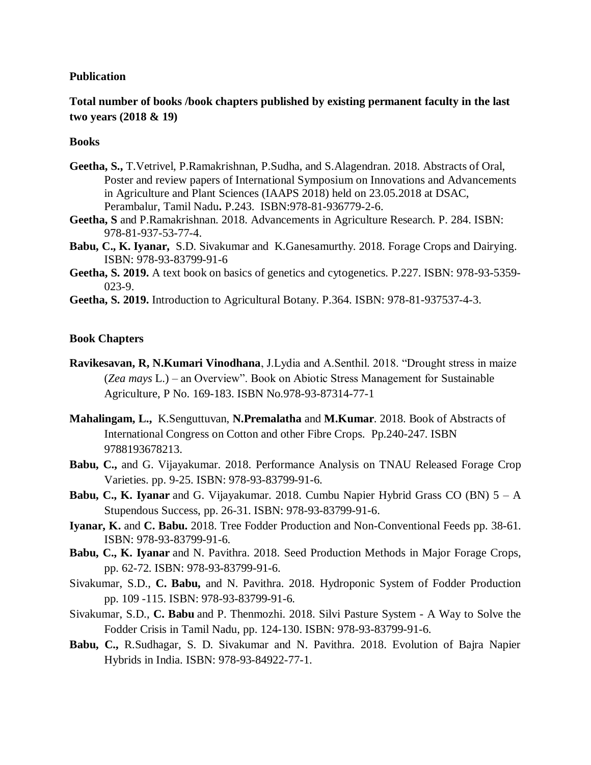**Publication**

**Total number of books /book chapters published by existing permanent faculty in the last two years (2018 & 19)**

**Books**

- **Geetha, S.,** T.Vetrivel, P.Ramakrishnan, P.Sudha, and S.Alagendran. 2018. Abstracts of Oral, Poster and review papers of International Symposium on Innovations and Advancements in Agriculture and Plant Sciences (IAAPS 2018) held on 23.05.2018 at DSAC, Perambalur, Tamil Nadu**.** P.243. ISBN:978-81-936779-2-6.
- **Geetha, S** and P.Ramakrishnan. 2018. Advancements in Agriculture Research. P. 284. ISBN: 978-81-937-53-77-4.
- **Babu, C., K. Iyanar,** S.D. Sivakumar and K.Ganesamurthy. 2018. Forage Crops and Dairying. ISBN: 978-93-83799-91-6
- **Geetha, S. 2019.** A text book on basics of genetics and cytogenetics. P.227. ISBN: 978-93-5359-023-9.
- **Geetha, S. 2019.** Introduction to Agricultural Botany. P.364. ISBN: 978-81-937537-4-3.

**Book Chapters**

- **Ravikesavan, R, N.Kumari Vinodhana**, J.Lydia and A.Senthil. 2018. "Drought stress in maize (*Zea mays* L.) – an Overview". Book on Abiotic Stress Management for Sustainable Agriculture, P No. 169-183. ISBN No.978-93-87314-77-1
- **Mahalingam, L.,** K.Senguttuvan, **N.Premalatha** and **M.Kumar**. 2018. Book of Abstracts of International Congress on Cotton and other Fibre Crops. Pp.240-247. ISBN 9788193678213.
- **Babu, C.,** and G. Vijayakumar. 2018. Performance Analysis on TNAU Released Forage Crop Varieties. pp. 9-25. ISBN: 978-93-83799-91-6.
- **Babu, C., K. Iyanar** and G. Vijayakumar. 2018. Cumbu Napier Hybrid Grass CO (BN) 5 – A Stupendous Success, pp. 26-31. ISBN: 978-93-83799-91-6.
- **Iyanar, K.** and **C. Babu.** 2018. Tree Fodder Production and Non-Conventional Feeds pp. 38-61. ISBN: 978-93-83799-91-6.
- **Babu, C., K. Iyanar** and N. Pavithra. 2018. Seed Production Methods in Major Forage Crops, pp. 62-72. ISBN: 978-93-83799-91-6.
- Sivakumar, S.D., **C. Babu,** and N. Pavithra. 2018. Hydroponic System of Fodder Production pp. 109 -115. ISBN: 978-93-83799-91-6.
- Sivakumar, S.D., **C. Babu** and P. Thenmozhi. 2018. Silvi Pasture System - A Way to Solve the Fodder Crisis in Tamil Nadu, pp. 124-130. ISBN: 978-93-83799-91-6.
- **Babu, C.,** R.Sudhagar, S. D. Sivakumar and N. Pavithra. 2018. Evolution of Bajra Napier Hybrids in India. ISBN: 978-93-84922-77-1.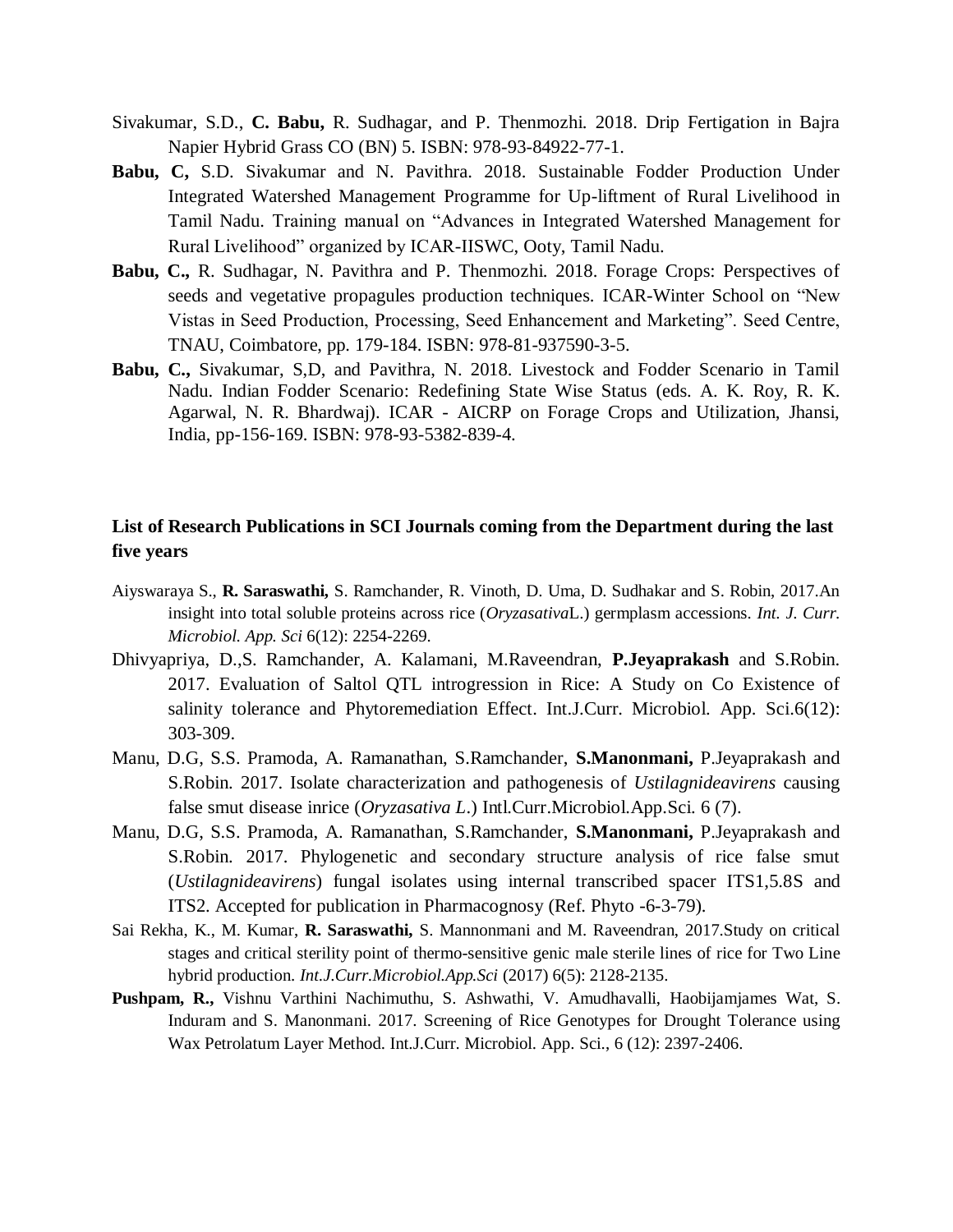Sivakumar, S.D., **C. Babu,** R. Sudhagar, and P. Thenmozhi. 2018. Drip Fertigation in Bajra Napier Hybrid Grass CO (BN) 5. ISBN: 978-93-84922-77-1.

**Babu, C,** S.D. Sivakumar and N. Pavithra. 2018. Sustainable Fodder Production Under Integrated Watershed Management Programme for Up-liftment of Rural Livelihood in Tamil Nadu. Training manual on "Advances in Integrated Watershed Management for Rural Livelihood" organized by ICAR-IISWC, Ooty, Tamil Nadu.

**Babu, C.,** R. Sudhagar, N. Pavithra and P. Thenmozhi. 2018. Forage Crops: Perspectives of seeds and vegetative propagules production techniques. ICAR-Winter School on "New Vistas in Seed Production, Processing, Seed Enhancement and Marketing". Seed Centre, TNAU, Coimbatore, pp. 179-184. ISBN: 978-81-937590-3-5.

**Babu, C.,** Sivakumar, S,D, and Pavithra, N. 2018. Livestock and Fodder Scenario in Tamil Nadu. Indian Fodder Scenario: Redefining State Wise Status (eds. A. K. Roy, R. K. Agarwal, N. R. Bhardwaj). ICAR - AICRP on Forage Crops and Utilization, Jhansi, India, pp-156-169. ISBN: 978-93-5382-839-4.

## List of Research Publications in SCI Journals coming from the Department during the last five years

Aiyswaraya S., **R. Saraswathi,** S. Ramchander, R. Vinoth, D. Uma, D. Sudhakar and S. Robin, 2017.An insight into total soluble proteins across rice (*Oryzasativa*L.) germplasm accessions. *Int. J. Curr. Microbiol. App. Sci* 6(12): 2254-2269.

Dhivyapriya, D.,S. Ramchander, A. Kalamani, M.Raveendran, **P.Jeyaprakash** and S.Robin. 2017. Evaluation of Saltol QTL introgression in Rice: A Study on Co Existence of salinity tolerance and Phytoremediation Effect. Int.J.Curr. Microbiol. App. Sci.6(12): 303-309.

Manu, D.G, S.S. Pramoda, A. Ramanathan, S.Ramchander, **S.Manonmani,** P.Jeyaprakash and S.Robin. 2017. Isolate characterization and pathogenesis of *Ustilagnideavirens* causing false smut disease inrice (*Oryzasativa L*.) Intl.Curr.Microbiol.App.Sci. 6 (7).

Manu, D.G, S.S. Pramoda, A. Ramanathan, S.Ramchander, **S.Manonmani,** P.Jeyaprakash and S.Robin. 2017. Phylogenetic and secondary structure analysis of rice false smut (*Ustilagnideavirens*) fungal isolates using internal transcribed spacer ITS1,5.8S and ITS2. Accepted for publication in Pharmacognosy (Ref. Phyto -6-3-79).

Sai Rekha, K., M. Kumar, **R. Saraswathi,** S. Mannonmani and M. Raveendran, 2017.Study on critical stages and critical sterility point of thermo-sensitive genic male sterile lines of rice for Two Line hybrid production. *Int.J.Curr.Microbiol.App.Sci* (2017) 6(5): 2128-2135.

**Pushpam, R.,** Vishnu Varthini Nachimuthu, S. Ashwathi, V. Amudhavalli, Haobijamjames Wat, S. Induram and S. Manonmani. 2017. Screening of Rice Genotypes for Drought Tolerance using Wax Petrolatum Layer Method. Int.J.Curr. Microbiol. App. Sci., 6 (12): 2397-2406.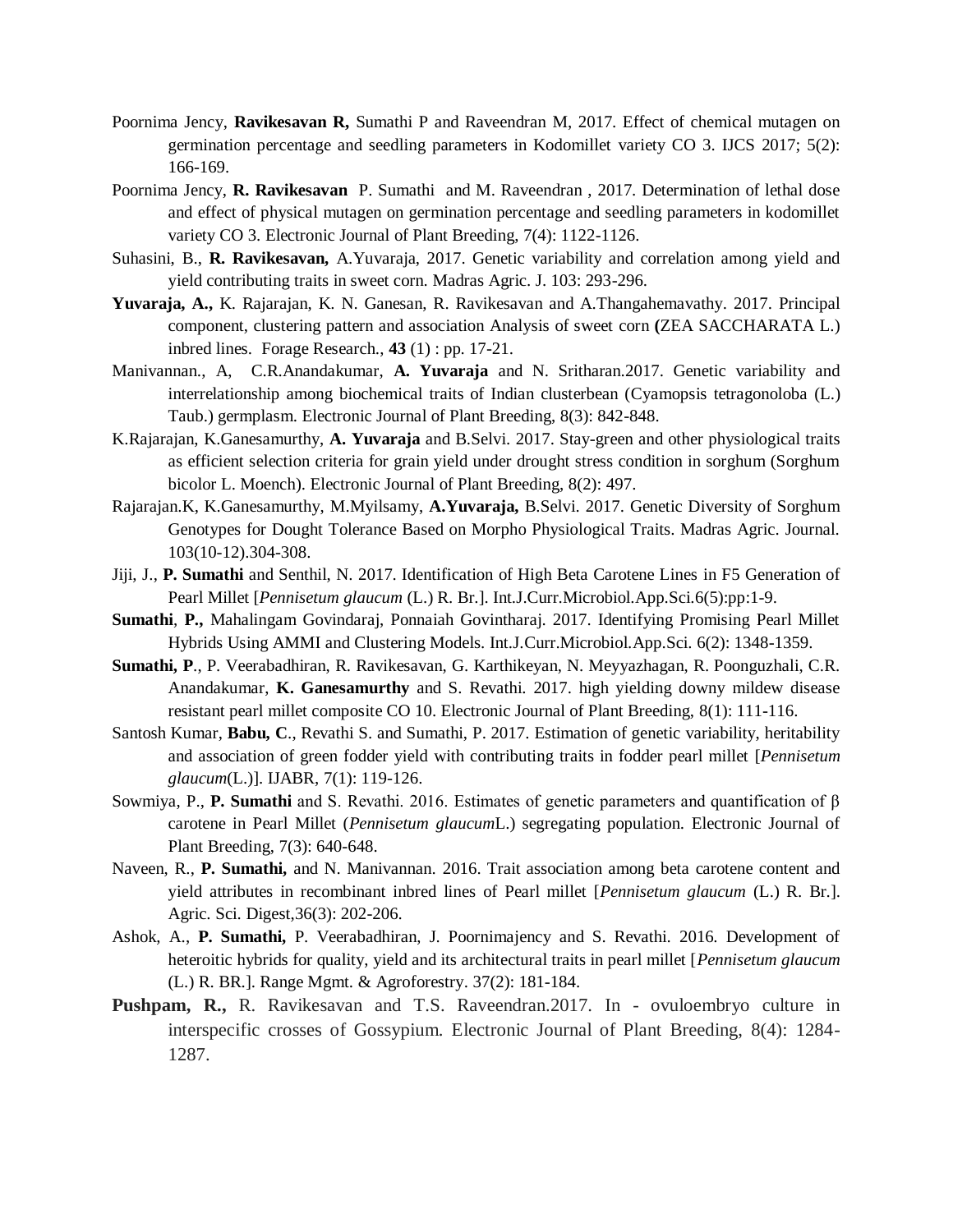Poornima Jency, **Ravikesavan R,** Sumathi P and Raveendran M, 2017. Effect of chemical mutagen on germination percentage and seedling parameters in Kodomillet variety CO 3. IJCS 2017; 5(2): 166-169.

Poornima Jency, **R. Ravikesavan** P. Sumathi and M. Raveendran , 2017. Determination of lethal dose and effect of physical mutagen on germination percentage and seedling parameters in kodomillet variety CO 3. Electronic Journal of Plant Breeding, 7(4): 1122-1126.

Suhasini, B., **R. Ravikesavan,** A.Yuvaraja, 2017. Genetic variability and correlation among yield and yield contributing traits in sweet corn. Madras Agric. J. 103: 293-296.

**Yuvaraja, A.,** K. Rajarajan, K. N. Ganesan, R. Ravikesavan and A.Thangahemavathy. 2017. Principal component, clustering pattern and association Analysis of sweet corn **(**ZEA SACCHARATA L.) inbred lines. Forage Research., **43** (1) : pp. 17-21.

Manivannan., A, C.R.Anandakumar, **A. Yuvaraja** and N. Sritharan.2017. Genetic variability and interrelationship among biochemical traits of Indian clusterbean (Cyamopsis tetragonoloba (L.) Taub.) germplasm. Electronic Journal of Plant Breeding, 8(3): 842-848.

K.Rajarajan, K.Ganesamurthy, **A. Yuvaraja** and B.Selvi. 2017. Stay-green and other physiological traits as efficient selection criteria for grain yield under drought stress condition in sorghum (Sorghum bicolor L. Moench). Electronic Journal of Plant Breeding, 8(2): 497.

Rajarajan.K, K.Ganesamurthy, M.Myilsamy, **A.Yuvaraja,** B.Selvi. 2017. Genetic Diversity of Sorghum Genotypes for Dought Tolerance Based on Morpho Physiological Traits. Madras Agric. Journal. 103(10-12).304-308.

Jiji, J., **P. Sumathi** and Senthil, N. 2017. Identification of High Beta Carotene Lines in F5 Generation of Pearl Millet [*Pennisetum glaucum* (L.) R. Br.]. Int.J.Curr.Microbiol.App.Sci.6(5):pp:1-9.

**Sumathi**, **P.,** Mahalingam Govindaraj, Ponnaiah Govintharaj. 2017. Identifying Promising Pearl Millet Hybrids Using AMMI and Clustering Models. Int.J.Curr.Microbiol.App.Sci. 6(2): 1348-1359.

**Sumathi, P**., P. Veerabadhiran, R. Ravikesavan, G. Karthikeyan, N. Meyyazhagan, R. Poonguzhali, C.R. Anandakumar, **K. Ganesamurthy** and S. Revathi. 2017. high yielding downy mildew disease resistant pearl millet composite CO 10. Electronic Journal of Plant Breeding, 8(1): 111-116.

Santosh Kumar, **Babu, C**., Revathi S. and Sumathi, P. 2017. Estimation of genetic variability, heritability and association of green fodder yield with contributing traits in fodder pearl millet [*Pennisetum glaucum*(L.)]. IJABR, 7(1): 119-126.

Sowmiya, P., **P. Sumathi** and S. Revathi. 2016. Estimates of genetic parameters and quantification of β carotene in Pearl Millet (*Pennisetum glaucum*L.) segregating population. Electronic Journal of Plant Breeding, 7(3): 640-648.

Naveen, R., **P. Sumathi,** and N. Manivannan. 2016. Trait association among beta carotene content and yield attributes in recombinant inbred lines of Pearl millet [*Pennisetum glaucum* (L.) R. Br.]. Agric. Sci. Digest,36(3): 202-206.

Ashok, A., **P. Sumathi,** P. Veerabadhiran, J. Poornimajency and S. Revathi. 2016. Development of heteroitic hybrids for quality, yield and its architectural traits in pearl millet [*Pennisetum glaucum* (L.) R. BR.]. Range Mgmt. & Agroforestry. 37(2): 181-184.

**Pushpam, R.,** R. Ravikesavan and T.S. Raveendran.2017. In - ovuloembryo culture in interspecific crosses of Gossypium. Electronic Journal of Plant Breeding, 8(4): 1284-1287.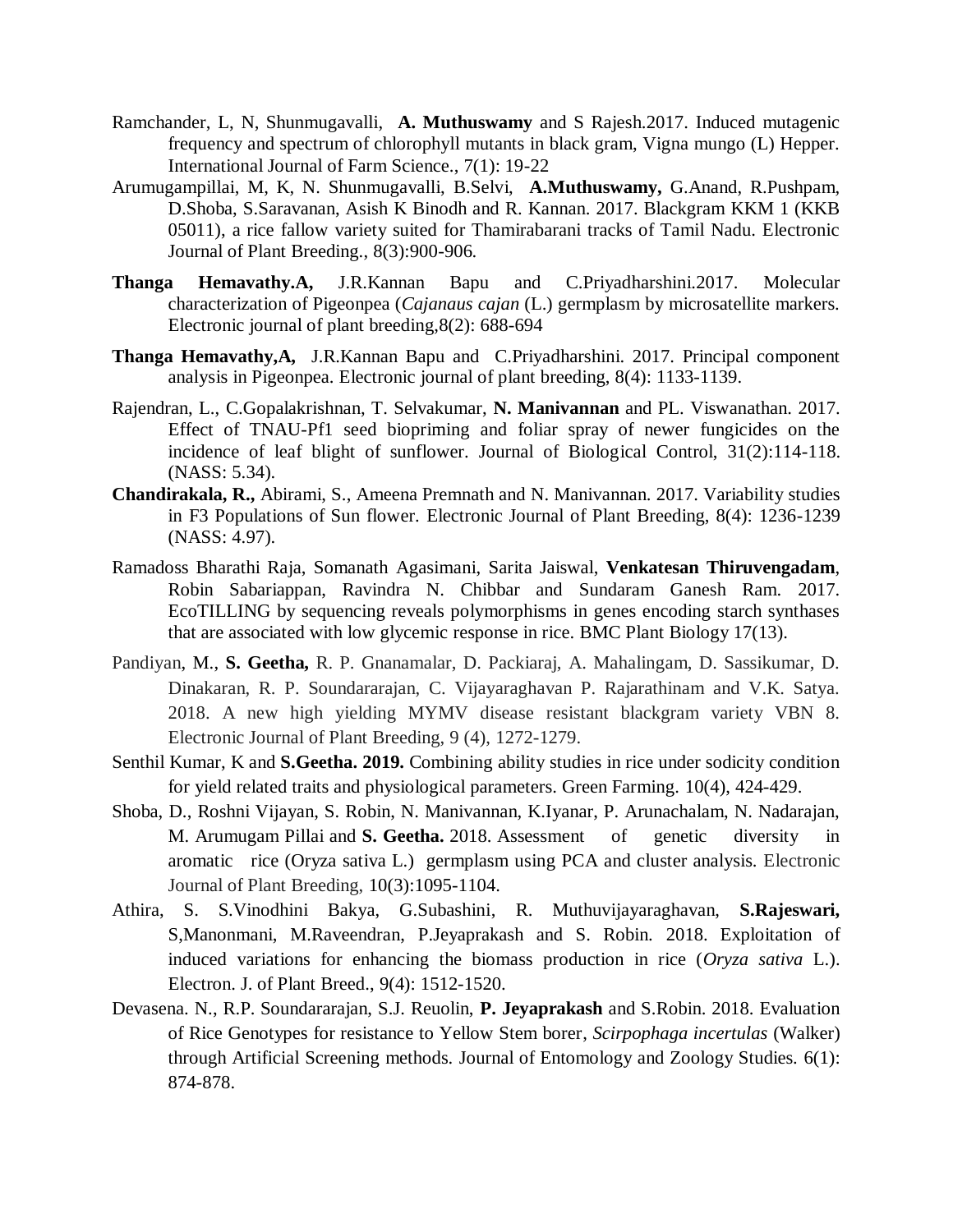Ramchander, L, N, Shunmugavalli, **A. Muthuswamy** and S Rajesh.2017. Induced mutagenic frequency and spectrum of chlorophyll mutants in black gram, Vigna mungo (L) Hepper. International Journal of Farm Science., 7(1): 19-22

Arumugampillai, M, K, N. Shunmugavalli, B.Selvi, **A.Muthuswamy,** G.Anand, R.Pushpam, D.Shoba, S.Saravanan, Asish K Binodh and R. Kannan. 2017. Blackgram KKM 1 (KKB 05011), a rice fallow variety suited for Thamirabarani tracks of Tamil Nadu. Electronic Journal of Plant Breeding., 8(3):900-906.

**Thanga Hemavathy.A,** J.R.Kannan Bapu and C.Priyadharshini.2017. Molecular characterization of Pigeonpea (*Cajanaus cajan* (L.) germplasm by microsatellite markers. Electronic journal of plant breeding,8(2): 688-694

**Thanga Hemavathy,A,** J.R.Kannan Bapu and C.Priyadharshini. 2017. Principal component analysis in Pigeonpea. Electronic journal of plant breeding, 8(4): 1133-1139.

Rajendran, L., C.Gopalakrishnan, T. Selvakumar, **N. Manivannan** and PL. Viswanathan. 2017. Effect of TNAU-Pf1 seed biopriming and foliar spray of newer fungicides on the incidence of leaf blight of sunflower. Journal of Biological Control, 31(2):114-118. (NASS: 5.34).

**Chandirakala, R.,** Abirami, S., Ameena Premnath and N. Manivannan. 2017. Variability studies in F3 Populations of Sun flower. Electronic Journal of Plant Breeding, 8(4): 1236-1239 (NASS: 4.97).

Ramadoss Bharathi Raja, Somanath Agasimani, Sarita Jaiswal, **Venkatesan Thiruvengadam**, Robin Sabariappan, Ravindra N. Chibbar and Sundaram Ganesh Ram. 2017. EcoTILLING by sequencing reveals polymorphisms in genes encoding starch synthases that are associated with low glycemic response in rice. BMC Plant Biology 17(13).

Pandiyan, M., **S. Geetha,** R. P. Gnanamalar, D. Packiaraj, A. Mahalingam, D. Sassikumar, D. Dinakaran, R. P. Soundararajan, C. Vijayaraghavan P. Rajarathinam and V.K. Satya. 2018. A new high yielding MYMV disease resistant blackgram variety VBN 8. Electronic Journal of Plant Breeding, 9 (4), 1272-1279.

Senthil Kumar, K and **S.Geetha. 2019.** Combining ability studies in rice under sodicity condition for yield related traits and physiological parameters. Green Farming. 10(4), 424-429.

Shoba, D., Roshni Vijayan, S. Robin, N. Manivannan, K.Iyanar, P. Arunachalam, N. Nadarajan, M. Arumugam Pillai and **S. Geetha.** 2018. Assessment of genetic diversity in aromatic rice (Oryza sativa L.) germplasm using PCA and cluster analysis. Electronic Journal of Plant Breeding, 10(3):1095-1104.

Athira, S. S.Vinodhini Bakya, G.Subashini, R. Muthuvijayaraghavan, **S.Rajeswari,** S,Manonmani, M.Raveendran, P.Jeyaprakash and S. Robin. 2018. Exploitation of induced variations for enhancing the biomass production in rice (*Oryza sativa* L.). Electron. J. of Plant Breed., 9(4): 1512-1520.

Devasena. N., R.P. Soundararajan, S.J. Reuolin, **P. Jeyaprakash** and S.Robin. 2018. Evaluation of Rice Genotypes for resistance to Yellow Stem borer, *Scirpophaga incertulas* (Walker) through Artificial Screening methods. Journal of Entomology and Zoology Studies. 6(1): 874-878.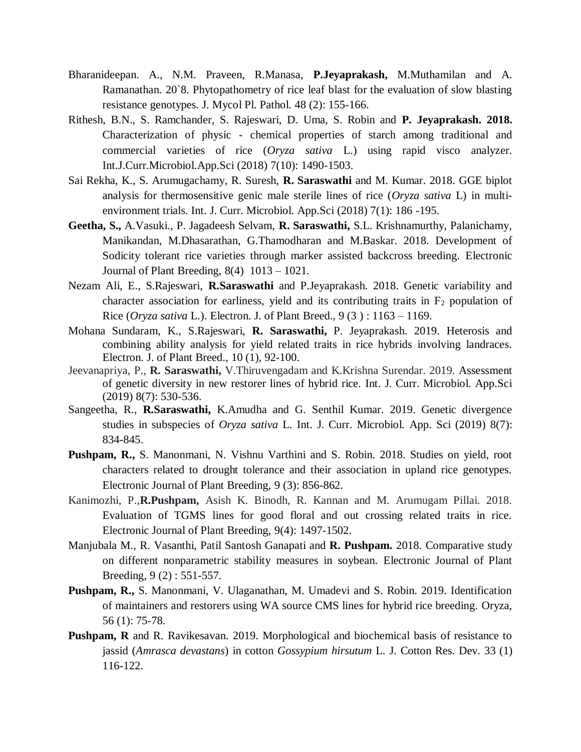Bharanideepan. A., N.M. Praveen, R.Manasa, **P.Jeyaprakash,** M.Muthamilan and A. Ramanathan. 20`8. Phytopathometry of rice leaf blast for the evaluation of slow blasting resistance genotypes. J. Mycol Pl. Pathol. 48 (2): 155-166.

Rithesh, B.N., S. Ramchander, S. Rajeswari, D. Uma, S. Robin and **P. Jeyaprakash. 2018.** Characterization of physic - chemical properties of starch among traditional and commercial varieties of rice (*Oryza sativa* L.) using rapid visco analyzer. Int.J.Curr.Microbiol.App.Sci (2018) 7(10): 1490-1503.

Sai Rekha, K., S. Arumugachamy, R. Suresh, **R. Saraswathi** and M. Kumar. 2018. GGE biplot analysis for thermosensitive genic male sterile lines of rice (*Oryza sativa* L) in multi-environment trials. Int. J. Curr. Microbiol. App.Sci (2018) 7(1): 186 -195.

**Geetha, S.,** A.Vasuki., P. Jagadeesh Selvam, **R. Saraswathi,** S.L. Krishnamurthy, Palanichamy, Manikandan, M.Dhasarathan, G.Thamodharan and M.Baskar. 2018. Development of Sodicity tolerant rice varieties through marker assisted backcross breeding. Electronic Journal of Plant Breeding, 8(4) 1013 – 1021.

Nezam Ali, E., S.Rajeswari, **R.Saraswathi** and P.Jeyaprakash. 2018. Genetic variability and character association for earliness, yield and its contributing traits in $F_2$ population of Rice (*Oryza sativa* L.). Electron. J. of Plant Breed., 9 (3 ) : 1163 – 1169.

Mohana Sundaram, K., S.Rajeswari, **R. Saraswathi,** P. Jeyaprakash. 2019. Heterosis and combining ability analysis for yield related traits in rice hybrids involving landraces. Electron. J. of Plant Breed., 10 (1), 92-100.

Jeevanapriya, P., **R. Saraswathi,** V.Thiruvengadam and K.Krishna Surendar. 2019. Assessment of genetic diversity in new restorer lines of hybrid rice. Int. J. Curr. Microbiol. App.Sci (2019) 8(7): 530-536.

Sangeetha, R., **R.Saraswathi,** K.Amudha and G. Senthil Kumar. 2019. Genetic divergence studies in subspecies of *Oryza sativa* L. Int. J. Curr. Microbiol. App. Sci (2019) 8(7): 834-845.

**Pushpam, R.,** S. Manonmani, N. Vishnu Varthini and S. Robin. 2018. Studies on yield, root characters related to drought tolerance and their association in upland rice genotypes. Electronic Journal of Plant Breeding, 9 (3): 856-862.

Kanimozhi, P.,**R.Pushpam,** Asish K. Binodh, R. Kannan and M. Arumugam Pillai. 2018. Evaluation of TGMS lines for good floral and out crossing related traits in rice. Electronic Journal of Plant Breeding, 9(4): 1497-1502.

Manjubala M., R. Vasanthi, Patil Santosh Ganapati and **R. Pushpam.** 2018. Comparative study on different nonparametric stability measures in soybean. Electronic Journal of Plant Breeding, 9 (2) : 551-557.

**Pushpam, R.,** S. Manonmani, V. Ulaganathan, M. Umadevi and S. Robin. 2019. Identification of maintainers and restorers using WA source CMS lines for hybrid rice breeding. Oryza, 56 (1): 75-78.

**Pushpam, R** and R. Ravikesavan. 2019. Morphological and biochemical basis of resistance to jassid (*Amrasca devastans*) in cotton *Gossypium hirsutum* L. J. Cotton Res. Dev. 33 (1) 116-122.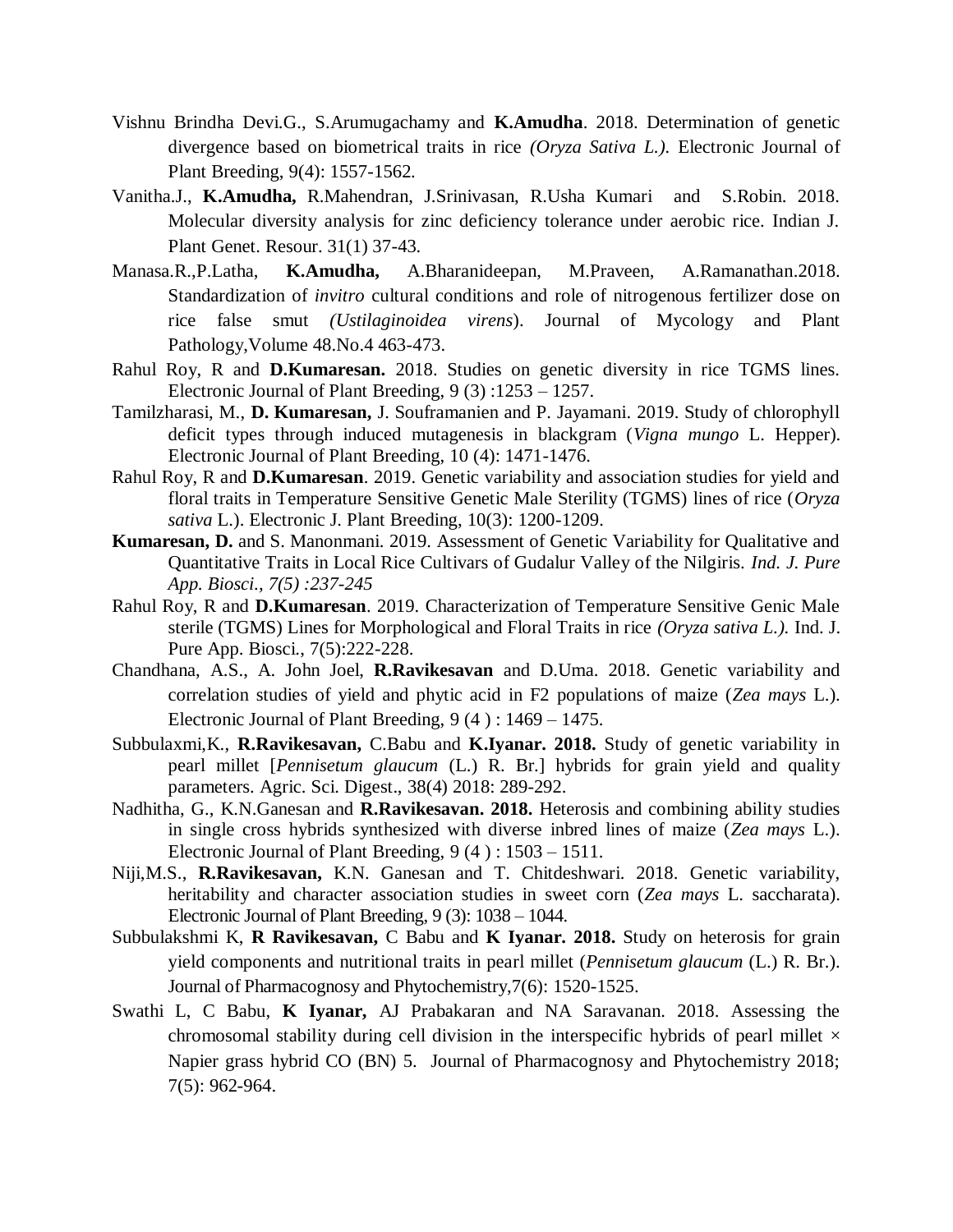Vishnu Brindha Devi.G., S.Arumugachamy and **K.Amudha**. 2018. Determination of genetic divergence based on biometrical traits in rice *(Oryza Sativa L.)*. Electronic Journal of Plant Breeding, 9(4): 1557-1562.

Vanitha.J., **K.Amudha,** R.Mahendran, J.Srinivasan, R.Usha Kumari and S.Robin. 2018. Molecular diversity analysis for zinc deficiency tolerance under aerobic rice. Indian J. Plant Genet. Resour. 31(1) 37-43.

Manasa.R.,P.Latha, **K.Amudha,** A.Bharanideepan, M.Praveen, A.Ramanathan.2018. Standardization of *invitro* cultural conditions and role of nitrogenous fertilizer dose on rice false smut *(Ustilaginoidea virens*). Journal of Mycology and Plant Pathology,Volume 48.No.4 463-473.

Rahul Roy, R and **D.Kumaresan.** 2018. Studies on genetic diversity in rice TGMS lines. Electronic Journal of Plant Breeding, 9 (3) :1253 – 1257.

Tamilzharasi, M., **D. Kumaresan,** J. Souframanien and P. Jayamani. 2019. Study of chlorophyll deficit types through induced mutagenesis in blackgram (*Vigna mungo* L. Hepper). Electronic Journal of Plant Breeding, 10 (4): 1471-1476.

Rahul Roy, R and **D.Kumaresan**. 2019. Genetic variability and association studies for yield and floral traits in Temperature Sensitive Genetic Male Sterility (TGMS) lines of rice (*Oryza sativa* L.). Electronic J. Plant Breeding, 10(3): 1200-1209.

**Kumaresan, D.** and S. Manonmani. 2019. Assessment of Genetic Variability for Qualitative and Quantitative Traits in Local Rice Cultivars of Gudalur Valley of the Nilgiris. *Ind. J. Pure App. Biosci., 7(5) :237-245*

Rahul Roy, R and **D.Kumaresan**. 2019. Characterization of Temperature Sensitive Genic Male sterile (TGMS) Lines for Morphological and Floral Traits in rice *(Oryza sativa L.).* Ind. J. Pure App. Biosci., 7(5):222-228.

Chandhana, A.S., A. John Joel, **R.Ravikesavan** and D.Uma. 2018. Genetic variability and correlation studies of yield and phytic acid in F2 populations of maize (*Zea mays* L.). Electronic Journal of Plant Breeding, 9 (4 ) : 1469 – 1475.

Subbulaxmi,K., **R.Ravikesavan,** C.Babu and **K.Iyanar. 2018.** Study of genetic variability in pearl millet [*Pennisetum glaucum* (L.) R. Br.] hybrids for grain yield and quality parameters. Agric. Sci. Digest., 38(4) 2018: 289-292.

Nadhitha, G., K.N.Ganesan and **R.Ravikesavan. 2018.** Heterosis and combining ability studies in single cross hybrids synthesized with diverse inbred lines of maize (*Zea mays* L.). Electronic Journal of Plant Breeding, 9 (4 ) : 1503 – 1511.

Niji,M.S., **R.Ravikesavan,** K.N. Ganesan and T. Chitdeshwari. 2018. Genetic variability, heritability and character association studies in sweet corn (*Zea mays* L. saccharata). Electronic Journal of Plant Breeding, 9 (3): 1038 – 1044.

Subbulakshmi K, **R Ravikesavan,** C Babu and **K Iyanar. 2018.** Study on heterosis for grain yield components and nutritional traits in pearl millet (*Pennisetum glaucum* (L.) R. Br.). Journal of Pharmacognosy and Phytochemistry,7(6): 1520-1525.

Swathi L, C Babu, **K Iyanar,** AJ Prabakaran and NA Saravanan. 2018. Assessing the chromosomal stability during cell division in the interspecific hybrids of pearl millet × Napier grass hybrid CO (BN) 5. Journal of Pharmacognosy and Phytochemistry 2018; 7(5): 962-964.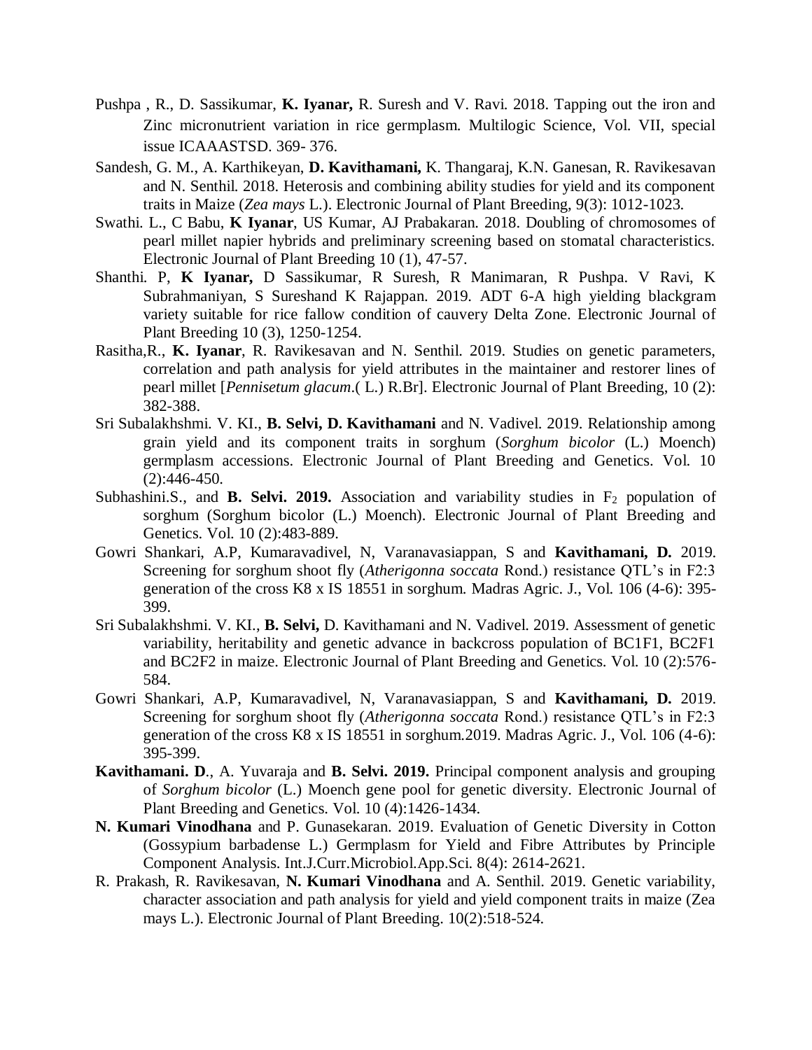- Pushpa , R., D. Sassikumar, **K. Iyanar,** R. Suresh and V. Ravi. 2018. Tapping out the iron and Zinc micronutrient variation in rice germplasm. Multilogic Science, Vol. VII, special issue ICAAASTSD. 369- 376.
- Sandesh, G. M., A. Karthikeyan, **D. Kavithamani,** K. Thangaraj, K.N. Ganesan, R. Ravikesavan and N. Senthil. 2018. Heterosis and combining ability studies for yield and its component traits in Maize (*Zea mays* L.). Electronic Journal of Plant Breeding, 9(3): 1012-1023.
- Swathi. L., C Babu, **K Iyanar**, US Kumar, AJ Prabakaran. 2018. Doubling of chromosomes of pearl millet napier hybrids and preliminary screening based on stomatal characteristics. Electronic Journal of Plant Breeding 10 (1), 47-57.
- Shanthi. P, **K Iyanar,** D Sassikumar, R Suresh, R Manimaran, R Pushpa. V Ravi, K Subrahmaniyan, S Sureshand K Rajappan. 2019. ADT 6-A high yielding blackgram variety suitable for rice fallow condition of cauvery Delta Zone. Electronic Journal of Plant Breeding 10 (3), 1250-1254.
- Rasitha,R., **K. Iyanar**, R. Ravikesavan and N. Senthil. 2019. Studies on genetic parameters, correlation and path analysis for yield attributes in the maintainer and restorer lines of pearl millet [*Pennisetum glacum*.( L.) R.Br]. Electronic Journal of Plant Breeding, 10 (2): 382-388.
- Sri Subalakhshmi. V. KI., **B. Selvi, D. Kavithamani** and N. Vadivel. 2019. Relationship among grain yield and its component traits in sorghum (*Sorghum bicolor* (L.) Moench) germplasm accessions. Electronic Journal of Plant Breeding and Genetics. Vol. 10 (2):446-450.
- Subhashini.S., and **B. Selvi. 2019.** Association and variability studies in $F_2$ population of sorghum (Sorghum bicolor (L.) Moench). Electronic Journal of Plant Breeding and Genetics. Vol. 10 (2):483-889.
- Gowri Shankari, A.P, Kumaravadivel, N, Varanavasiappan, S and **Kavithamani, D.** 2019. Screening for sorghum shoot fly (*Atherigonna soccata* Rond.) resistance QTL's in F2:3 generation of the cross K8 x IS 18551 in sorghum. Madras Agric. J., Vol. 106 (4-6): 395-399.
- Sri Subalakhshmi. V. KI., **B. Selvi,** D. Kavithamani and N. Vadivel. 2019. Assessment of genetic variability, heritability and genetic advance in backcross population of BC1F1, BC2F1 and BC2F2 in maize. Electronic Journal of Plant Breeding and Genetics. Vol. 10 (2):576-584.
- Gowri Shankari, A.P, Kumaravadivel, N, Varanavasiappan, S and **Kavithamani, D.** 2019. Screening for sorghum shoot fly (*Atherigonna soccata* Rond.) resistance QTL's in F2:3 generation of the cross K8 x IS 18551 in sorghum.2019. Madras Agric. J., Vol. 106 (4-6): 395-399.
- **Kavithamani. D**., A. Yuvaraja and **B. Selvi. 2019.** Principal component analysis and grouping of *Sorghum bicolor* (L.) Moench gene pool for genetic diversity. Electronic Journal of Plant Breeding and Genetics. Vol. 10 (4):1426-1434.
- **N. Kumari Vinodhana** and P. Gunasekaran. 2019. Evaluation of Genetic Diversity in Cotton (Gossypium barbadense L.) Germplasm for Yield and Fibre Attributes by Principle Component Analysis. Int.J.Curr.Microbiol.App.Sci. 8(4): 2614-2621.
- R. Prakash, R. Ravikesavan, **N. Kumari Vinodhana** and A. Senthil. 2019. Genetic variability, character association and path analysis for yield and yield component traits in maize (Zea mays L.). Electronic Journal of Plant Breeding. 10(2):518-524.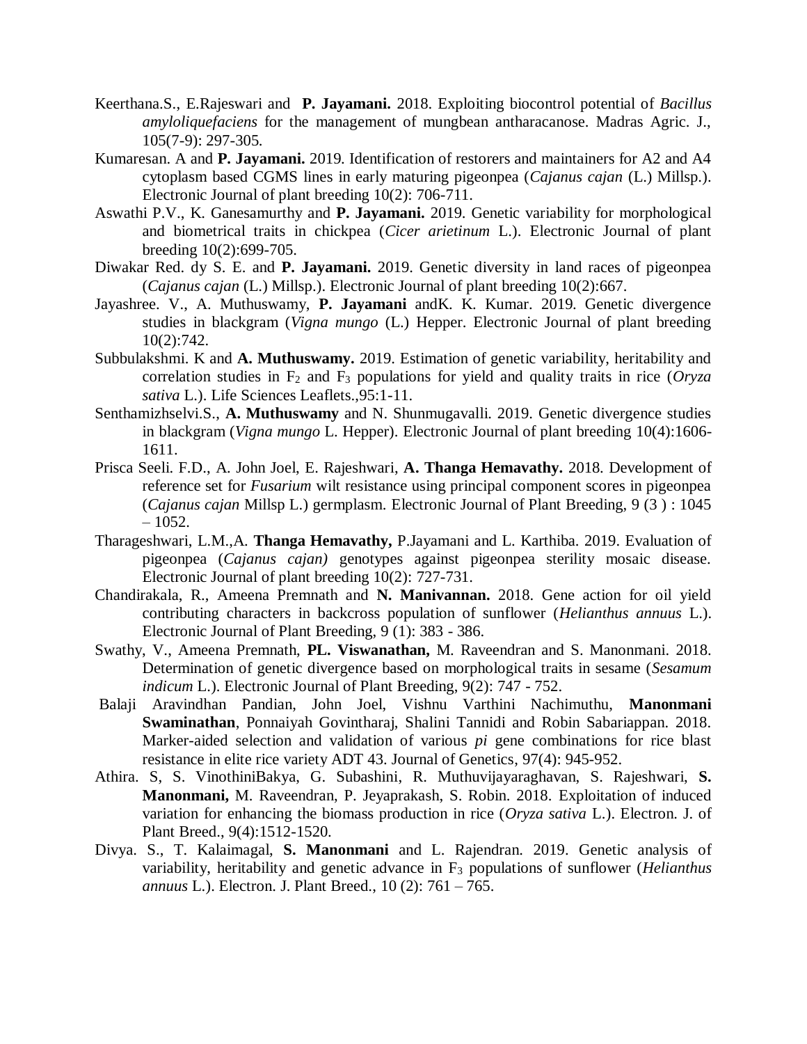Keerthana.S., E.Rajeswari and **P. Jayamani.** 2018. Exploiting biocontrol potential of *Bacillus amyloliquefaciens* for the management of mungbean antharacanose. Madras Agric. J., 105(7-9): 297-305.

Kumaresan. A and **P. Jayamani.** 2019. Identification of restorers and maintainers for A2 and A4 cytoplasm based CGMS lines in early maturing pigeonpea (*Cajanus cajan* (L.) Millsp.). Electronic Journal of plant breeding 10(2): 706-711.

Aswathi P.V., K. Ganesamurthy and **P. Jayamani.** 2019. Genetic variability for morphological and biometrical traits in chickpea (*Cicer arietinum* L.). Electronic Journal of plant breeding 10(2):699-705.

Diwakar Red. dy S. E. and **P. Jayamani.** 2019. Genetic diversity in land races of pigeonpea (*Cajanus cajan* (L.) Millsp.). Electronic Journal of plant breeding 10(2):667.

Jayashree. V., A. Muthuswamy, **P. Jayamani** andK. K. Kumar. 2019. Genetic divergence studies in blackgram (*Vigna mungo* (L.) Hepper. Electronic Journal of plant breeding 10(2):742.

Subbulakshmi. K and **A. Muthuswamy.** 2019. Estimation of genetic variability, heritability and correlation studies in $F_2$ and $F_3$ populations for yield and quality traits in rice (*Oryza sativa* L.). Life Sciences Leaflets.,95:1-11.

Senthamizhselvi.S., **A. Muthuswamy** and N. Shunmugavalli. 2019. Genetic divergence studies in blackgram (*Vigna mungo* L. Hepper). Electronic Journal of plant breeding 10(4):1606-1611.

Prisca Seeli. F.D., A. John Joel, E. Rajeshwari, **A. Thanga Hemavathy.** 2018. Development of reference set for *Fusarium* wilt resistance using principal component scores in pigeonpea (*Cajanus cajan* Millsp L.) germplasm. Electronic Journal of Plant Breeding, 9 (3 ) : 1045 – 1052.

Tharageshwari, L.M.,A. **Thanga Hemavathy,** P.Jayamani and L. Karthiba. 2019. Evaluation of pigeonpea (*Cajanus cajan)* genotypes against pigeonpea sterility mosaic disease. Electronic Journal of plant breeding 10(2): 727-731.

Chandirakala, R., Ameena Premnath and **N. Manivannan.** 2018. Gene action for oil yield contributing characters in backcross population of sunflower (*Helianthus annuus* L.). Electronic Journal of Plant Breeding, 9 (1): 383 - 386.

Swathy, V., Ameena Premnath, **PL. Viswanathan,** M. Raveendran and S. Manonmani. 2018. Determination of genetic divergence based on morphological traits in sesame (*Sesamum indicum* L.). Electronic Journal of Plant Breeding, 9(2): 747 - 752.

Balaji Aravindhan Pandian, John Joel, Vishnu Varthini Nachimuthu, **Manonmani Swaminathan**, Ponnaiyah Govintharaj, Shalini Tannidi and Robin Sabariappan. 2018. Marker-aided selection and validation of various *pi* gene combinations for rice blast resistance in elite rice variety ADT 43. Journal of Genetics, 97(4): 945-952.

Athira. S, S. VinothiniBakya, G. Subashini, R. Muthuvijayaraghavan, S. Rajeshwari, **S. Manonmani,** M. Raveendran, P. Jeyaprakash, S. Robin. 2018. Exploitation of induced variation for enhancing the biomass production in rice (*Oryza sativa* L.). Electron. J. of Plant Breed., 9(4):1512-1520.

Divya. S., T. Kalaimagal, **S. Manonmani** and L. Rajendran. 2019. Genetic analysis of variability, heritability and genetic advance in $F_3$ populations of sunflower (*Helianthus annuus* L.). Electron. J. Plant Breed., 10 (2): 761 – 765.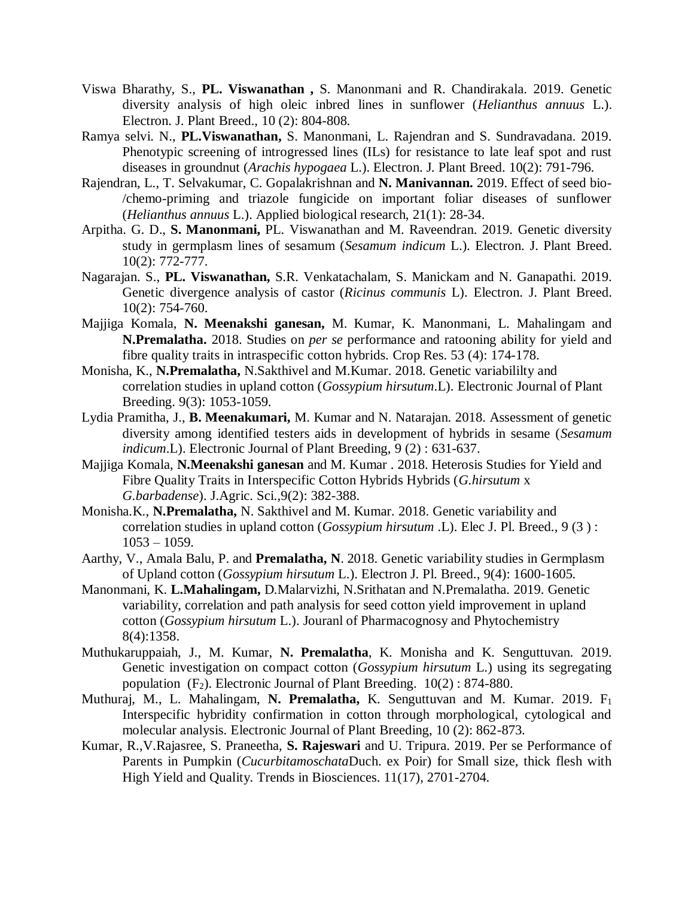Viswa Bharathy, S., **PL. Viswanathan ,** S. Manonmani and R. Chandirakala. 2019. Genetic diversity analysis of high oleic inbred lines in sunflower (*Helianthus annuus* L.). Electron. J. Plant Breed., 10 (2): 804-808.

Ramya selvi. N., **PL.Viswanathan,** S. Manonmani, L. Rajendran and S. Sundravadana. 2019. Phenotypic screening of introgressed lines (ILs) for resistance to late leaf spot and rust diseases in groundnut (*Arachis hypogaea* L.). Electron. J. Plant Breed. 10(2): 791-796.

Rajendran, L., T. Selvakumar, C. Gopalakrishnan and **N. Manivannan.** 2019. Effect of seed bio-/chemo-priming and triazole fungicide on important foliar diseases of sunflower (*Helianthus annuus* L.). Applied biological research, 21(1): 28-34.

Arpitha. G. D., **S. Manonmani,** PL. Viswanathan and M. Raveendran. 2019. Genetic diversity study in germplasm lines of sesamum (*Sesamum indicum* L.). Electron. J. Plant Breed. 10(2): 772-777.

Nagarajan. S., **PL. Viswanathan,** S.R. Venkatachalam, S. Manickam and N. Ganapathi. 2019. Genetic divergence analysis of castor (*Ricinus communis* L). Electron. J. Plant Breed. 10(2): 754-760.

Majjiga Komala, **N. Meenakshi ganesan,** M. Kumar, K. Manonmani, L. Mahalingam and **N.Premalatha.** 2018. Studies on *per se* performance and ratooning ability for yield and fibre quality traits in intraspecific cotton hybrids. Crop Res. 53 (4): 174-178.

Monisha, K., **N.Premalatha,** N.Sakthivel and M.Kumar. 2018. Genetic variabililty and correlation studies in upland cotton (*Gossypium hirsutum*.L). Electronic Journal of Plant Breeding. 9(3): 1053-1059.

Lydia Pramitha, J., **B. Meenakumari,** M. Kumar and N. Natarajan. 2018. Assessment of genetic diversity among identified testers aids in development of hybrids in sesame (*Sesamum indicum*.L). Electronic Journal of Plant Breeding, 9 (2) : 631-637.

Majjiga Komala, **N.Meenakshi ganesan** and M. Kumar . 2018. Heterosis Studies for Yield and Fibre Quality Traits in Interspecific Cotton Hybrids Hybrids (*G.hirsutum* x *G.barbadense*). J.Agric. Sci.,9(2): 382-388.

Monisha.K., **N.Premalatha,** N. Sakthivel and M. Kumar. 2018. Genetic variability and correlation studies in upland cotton (*Gossypium hirsutum* .L). Elec J. Pl. Breed., 9 (3 ) : 1053 – 1059.

Aarthy, V., Amala Balu, P. and **Premalatha, N**. 2018. Genetic variability studies in Germplasm of Upland cotton (*Gossypium hirsutum* L.). Electron J. Pl. Breed., 9(4): 1600-1605.

Manonmani, K. **L.Mahalingam,** D.Malarvizhi, N.Srithatan and N.Premalatha. 2019. Genetic variability, correlation and path analysis for seed cotton yield improvement in upland cotton (*Gossypium hirsutum* L.). Jouranl of Pharmacognosy and Phytochemistry 8(4):1358.

Muthukaruppaiah, J., M. Kumar, **N. Premalatha**, K. Monisha and K. Senguttuvan. 2019. Genetic investigation on compact cotton (*Gossypium hirsutum* L.) using its segregating population ($F_2$). Electronic Journal of Plant Breeding. 10(2) : 874-880.

Muthuraj, M., L. Mahalingam, **N. Premalatha,** K. Senguttuvan and M. Kumar. 2019. $F_1$ Interspecific hybridity confirmation in cotton through morphological, cytological and molecular analysis. Electronic Journal of Plant Breeding, 10 (2): 862-873.

Kumar, R.,V.Rajasree, S. Praneetha, **S. Rajeswari** and U. Tripura. 2019. Per se Performance of Parents in Pumpkin (*Cucurbitamoschata*Duch. ex Poir) for Small size, thick flesh with High Yield and Quality. Trends in Biosciences. 11(17), 2701-2704.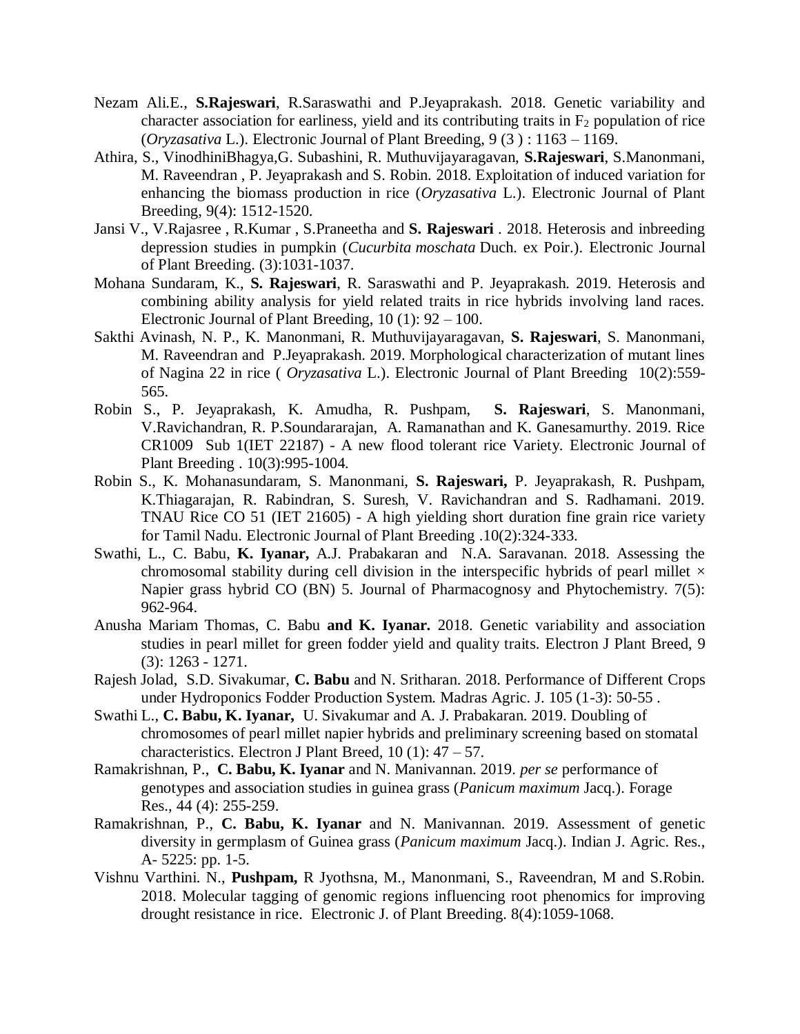- Nezam Ali.E., **S.Rajeswari**, R.Saraswathi and P.Jeyaprakash. 2018. Genetic variability and character association for earliness, yield and its contributing traits in $F_2$ population of rice (*Oryzasativa* L.). Electronic Journal of Plant Breeding, 9 (3 ) : 1163 – 1169.
- Athira, S., VinodhiniBhagya,G. Subashini, R. Muthuvijayaragavan, **S.Rajeswari**, S.Manonmani, M. Raveendran , P. Jeyaprakash and S. Robin. 2018. Exploitation of induced variation for enhancing the biomass production in rice (*Oryzasativa* L.). Electronic Journal of Plant Breeding, 9(4): 1512-1520.
- Jansi V., V.Rajasree , R.Kumar , S.Praneetha and **S. Rajeswari** . 2018. Heterosis and inbreeding depression studies in pumpkin (*Cucurbita moschata* Duch. ex Poir.). Electronic Journal of Plant Breeding. (3):1031-1037.
- Mohana Sundaram, K., **S. Rajeswari**, R. Saraswathi and P. Jeyaprakash. 2019. Heterosis and combining ability analysis for yield related traits in rice hybrids involving land races. Electronic Journal of Plant Breeding, 10 (1): 92 – 100.
- Sakthi Avinash, N. P., K. Manonmani, R. Muthuvijayaragavan, **S. Rajeswari**, S. Manonmani, M. Raveendran and P.Jeyaprakash. 2019. Morphological characterization of mutant lines of Nagina 22 in rice ( *Oryzasativa* L.). Electronic Journal of Plant Breeding 10(2):559-565.
- Robin S., P. Jeyaprakash, K. Amudha, R. Pushpam, **S. Rajeswari**, S. Manonmani, V.Ravichandran, R. P.Soundararajan, A. Ramanathan and K. Ganesamurthy. 2019. Rice CR1009 Sub 1(IET 22187) - A new flood tolerant rice Variety. Electronic Journal of Plant Breeding . 10(3):995-1004.
- Robin S., K. Mohanasundaram, S. Manonmani, **S. Rajeswari,** P. Jeyaprakash, R. Pushpam, K.Thiagarajan, R. Rabindran, S. Suresh, V. Ravichandran and S. Radhamani. 2019. TNAU Rice CO 51 (IET 21605) - A high yielding short duration fine grain rice variety for Tamil Nadu. Electronic Journal of Plant Breeding .10(2):324-333.
- Swathi, L., C. Babu, **K. Iyanar,** A.J. Prabakaran and N.A. Saravanan. 2018. Assessing the chromosomal stability during cell division in the interspecific hybrids of pearl millet × Napier grass hybrid CO (BN) 5. Journal of Pharmacognosy and Phytochemistry. 7(5): 962-964.
- Anusha Mariam Thomas, C. Babu **and K. Iyanar.** 2018. Genetic variability and association studies in pearl millet for green fodder yield and quality traits. Electron J Plant Breed, 9 (3): 1263 - 1271.
- Rajesh Jolad, S.D. Sivakumar, **C. Babu** and N. Sritharan. 2018. Performance of Different Crops under Hydroponics Fodder Production System. Madras Agric. J. 105 (1-3): 50-55 .
- Swathi L., **C. Babu, K. Iyanar,** U. Sivakumar and A. J. Prabakaran. 2019. Doubling of chromosomes of pearl millet napier hybrids and preliminary screening based on stomatal characteristics. Electron J Plant Breed, 10 (1): 47 – 57.
- Ramakrishnan, P., **C. Babu, K. Iyanar** and N. Manivannan. 2019. *per se* performance of genotypes and association studies in guinea grass (*Panicum maximum* Jacq.). Forage Res., 44 (4): 255-259.
- Ramakrishnan, P., **C. Babu, K. Iyanar** and N. Manivannan. 2019. Assessment of genetic diversity in germplasm of Guinea grass (*Panicum maximum* Jacq.). Indian J. Agric. Res., A- 5225: pp. 1-5.
- Vishnu Varthini. N., **Pushpam,** R Jyothsna, M., Manonmani, S., Raveendran, M and S.Robin. 2018. Molecular tagging of genomic regions influencing root phenomics for improving drought resistance in rice. Electronic J. of Plant Breeding. 8(4):1059-1068.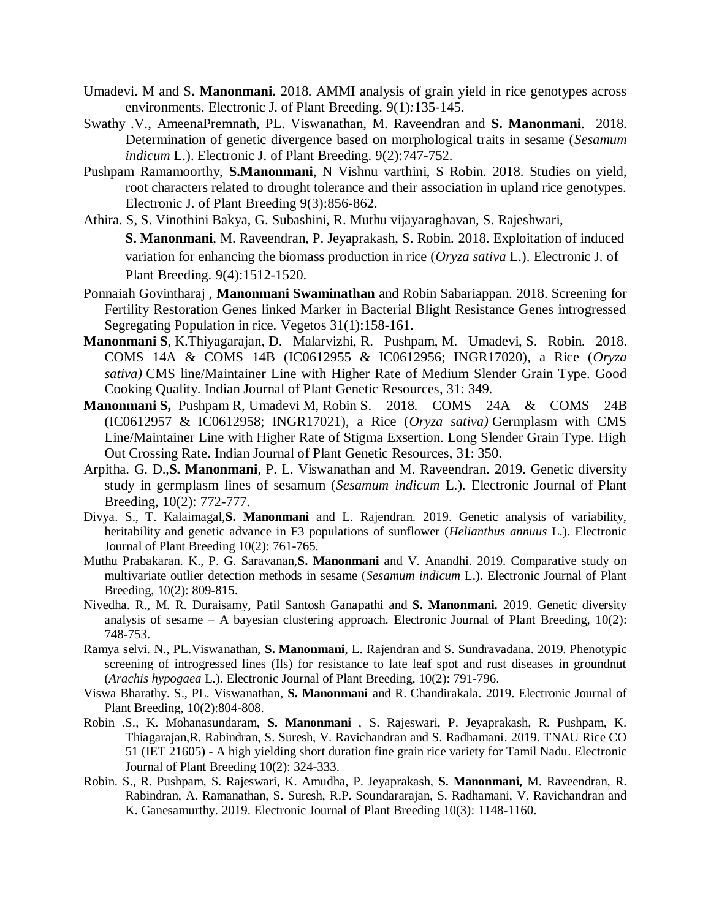Umadevi. M and S**. Manonmani.** 2018. AMMI analysis of grain yield in rice genotypes across environments. Electronic J. of Plant Breeding. 9(1)*:*135-145.

Swathy .V., AmeenaPremnath, PL. Viswanathan, M. Raveendran and **S. Manonmani**. 2018. Determination of genetic divergence based on morphological traits in sesame (*Sesamum indicum* L.). Electronic J. of Plant Breeding. 9(2):747-752.

Pushpam Ramamoorthy, **S.Manonmani**, N Vishnu varthini, S Robin. 2018. Studies on yield, root characters related to drought tolerance and their association in upland rice genotypes. Electronic J. of Plant Breeding 9(3):856-862.

Athira. S, S. Vinothini Bakya, G. Subashini, R. Muthu vijayaraghavan, S. Rajeshwari, **S. Manonmani**, M. Raveendran, P. Jeyaprakash, S. Robin. 2018. Exploitation of induced variation for enhancing the biomass production in rice (*Oryza sativa* L.). Electronic J. of Plant Breeding. 9(4):1512-1520.

Ponnaiah Govintharaj , **Manonmani Swaminathan** and Robin Sabariappan. 2018. Screening for Fertility Restoration Genes linked Marker in Bacterial Blight Resistance Genes introgressed Segregating Population in rice. Vegetos 31(1):158-161.

**Manonmani S**, K.Thiyagarajan, D. Malarvizhi, R. Pushpam, M. Umadevi, S. Robin. 2018. COMS 14A & COMS 14B (IC0612955 & IC0612956; INGR17020), a Rice (*Oryza sativa)* CMS line/Maintainer Line with Higher Rate of Medium Slender Grain Type. Good Cooking Quality. Indian Journal of Plant Genetic Resources, 31: 349.

**Manonmani S,** Pushpam R, Umadevi M, Robin S. 2018. COMS 24A & COMS 24B (IC0612957 & IC0612958; INGR17021), a Rice (*Oryza sativa)* Germplasm with CMS Line/Maintainer Line with Higher Rate of Stigma Exsertion. Long Slender Grain Type. High Out Crossing Rate**.** Indian Journal of Plant Genetic Resources, 31: 350.

Arpitha. G. D.,**S. Manonmani**, P. L. Viswanathan and M. Raveendran. 2019. Genetic diversity study in germplasm lines of sesamum (*Sesamum indicum* L.). Electronic Journal of Plant Breeding, 10(2): 772-777.

Divya. S., T. Kalaimagal,**S. Manonmani** and L. Rajendran. 2019. Genetic analysis of variability, heritability and genetic advance in F3 populations of sunflower (*Helianthus annuus* L.). Electronic Journal of Plant Breeding 10(2): 761-765.

Muthu Prabakaran. K., P. G. Saravanan,**S. Manonmani** and V. Anandhi. 2019. Comparative study on multivariate outlier detection methods in sesame (*Sesamum indicum* L.). Electronic Journal of Plant Breeding, 10(2): 809-815.

Nivedha. R., M. R. Duraisamy, Patil Santosh Ganapathi and **S. Manonmani.** 2019. Genetic diversity analysis of sesame – A bayesian clustering approach. Electronic Journal of Plant Breeding, 10(2): 748-753.

Ramya selvi. N., PL.Viswanathan, **S. Manonmani**, L. Rajendran and S. Sundravadana. 2019. Phenotypic screening of introgressed lines (Ils) for resistance to late leaf spot and rust diseases in groundnut (*Arachis hypogaea* L.). Electronic Journal of Plant Breeding, 10(2): 791-796.

Viswa Bharathy. S., PL. Viswanathan, **S. Manonmani** and R. Chandirakala. 2019. Electronic Journal of Plant Breeding, 10(2):804-808.

Robin .S., K. Mohanasundaram, **S. Manonmani** , S. Rajeswari, P. Jeyaprakash, R. Pushpam, K. Thiagarajan,R. Rabindran, S. Suresh, V. Ravichandran and S. Radhamani. 2019. TNAU Rice CO 51 (IET 21605) - A high yielding short duration fine grain rice variety for Tamil Nadu. Electronic Journal of Plant Breeding 10(2): 324-333.

Robin. S., R. Pushpam, S. Rajeswari, K. Amudha, P. Jeyaprakash, **S. Manonmani,** M. Raveendran, R. Rabindran, A. Ramanathan, S. Suresh, R.P. Soundararajan, S. Radhamani, V. Ravichandran and K. Ganesamurthy. 2019. Electronic Journal of Plant Breeding 10(3): 1148-1160.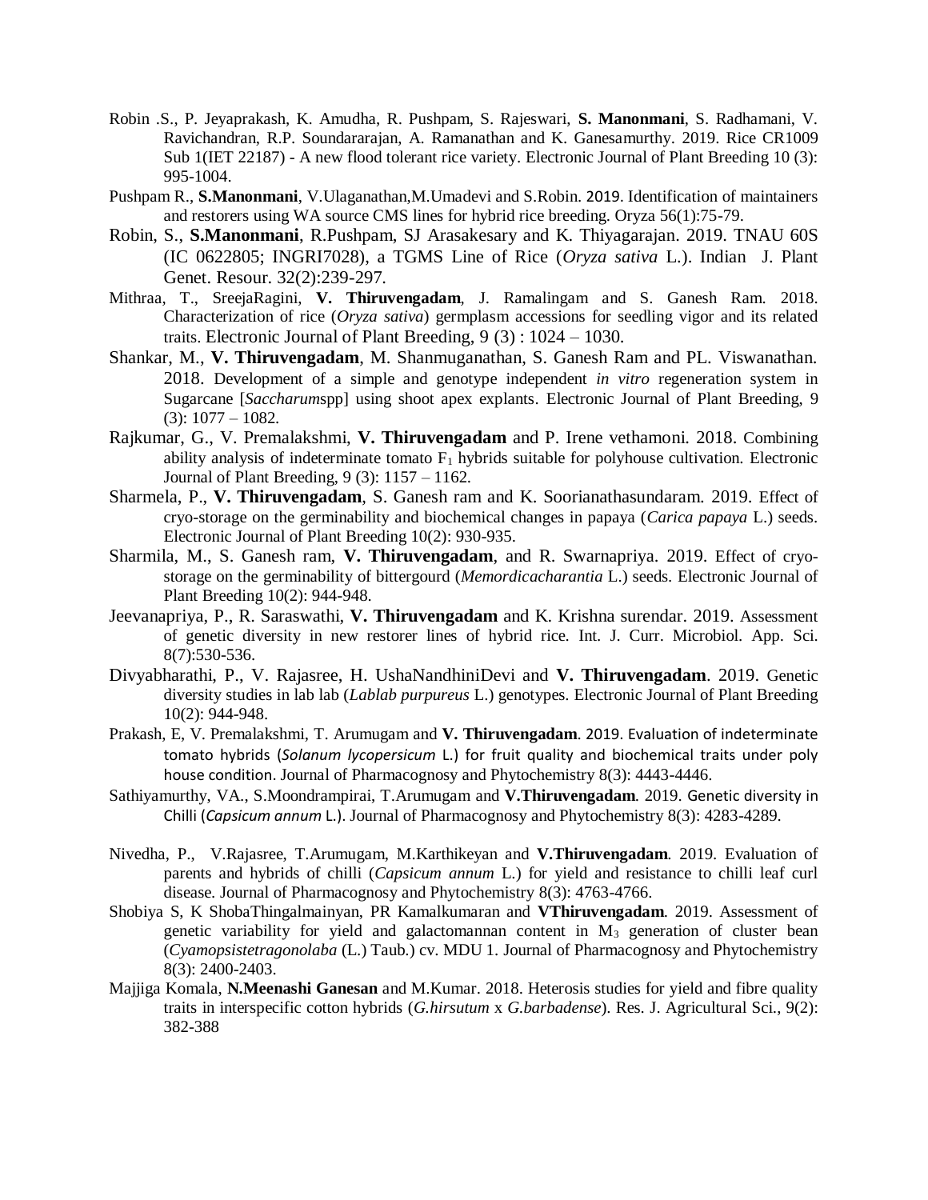Robin .S., P. Jeyaprakash, K. Amudha, R. Pushpam, S. Rajeswari, **S. Manonmani**, S. Radhamani, V. Ravichandran, R.P. Soundararajan, A. Ramanathan and K. Ganesamurthy. 2019. Rice CR1009 Sub 1(IET 22187) - A new flood tolerant rice variety. Electronic Journal of Plant Breeding 10 (3): 995-1004.

Pushpam R., **S.Manonmani**, V.Ulaganathan,M.Umadevi and S.Robin. 2019. Identification of maintainers and restorers using WA source CMS lines for hybrid rice breeding. Oryza 56(1):75-79.

Robin, S., **S.Manonmani**, R.Pushpam, SJ Arasakesary and K. Thiyagarajan. 2019. TNAU 60S (IC 0622805; INGRI7028), a TGMS Line of Rice (*Oryza sativa* L.). Indian J. Plant Genet. Resour. 32(2):239-297.

Mithraa, T., SreejaRagini, **V. Thiruvengadam**, J. Ramalingam and S. Ganesh Ram. 2018. Characterization of rice (*Oryza sativa*) germplasm accessions for seedling vigor and its related traits. Electronic Journal of Plant Breeding, 9 (3) : 1024 – 1030.

Shankar, M., **V. Thiruvengadam**, M. Shanmuganathan, S. Ganesh Ram and PL. Viswanathan. 2018. Development of a simple and genotype independent *in vitro* regeneration system in Sugarcane [*Saccharum*spp] using shoot apex explants. Electronic Journal of Plant Breeding, 9 (3): 1077 – 1082.

Rajkumar, G., V. Premalakshmi, **V. Thiruvengadam** and P. Irene vethamoni. 2018. Combining ability analysis of indeterminate tomato $F_1$ hybrids suitable for polyhouse cultivation. Electronic Journal of Plant Breeding, 9 (3): 1157 – 1162.

Sharmela, P., **V. Thiruvengadam**, S. Ganesh ram and K. Soorianathasundaram. 2019. Effect of cryo-storage on the germinability and biochemical changes in papaya (*Carica papaya* L.) seeds. Electronic Journal of Plant Breeding 10(2): 930-935.

Sharmila, M., S. Ganesh ram, **V. Thiruvengadam**, and R. Swarnapriya. 2019. Effect of cryo-storage on the germinability of bittergourd (*Memordicacharantia* L.) seeds. Electronic Journal of Plant Breeding 10(2): 944-948.

Jeevanapriya, P., R. Saraswathi, **V. Thiruvengadam** and K. Krishna surendar. 2019. Assessment of genetic diversity in new restorer lines of hybrid rice. Int. J. Curr. Microbiol. App. Sci. 8(7):530-536.

Divyabharathi, P., V. Rajasree, H. UshaNandhiniDevi and **V. Thiruvengadam**. 2019. Genetic diversity studies in lab lab (*Lablab purpureus* L.) genotypes. Electronic Journal of Plant Breeding 10(2): 944-948.

Prakash, E, V. Premalakshmi, T. Arumugam and **V. Thiruvengadam**. 2019. Evaluation of indeterminate tomato hybrids (*Solanum lycopersicum* L.) for fruit quality and biochemical traits under poly house condition. Journal of Pharmacognosy and Phytochemistry 8(3): 4443-4446.

Sathiyamurthy, VA., S.Moondrampirai, T.Arumugam and **V.Thiruvengadam**. 2019. Genetic diversity in Chilli (*Capsicum annum* L.). Journal of Pharmacognosy and Phytochemistry 8(3): 4283-4289.

Nivedha, P., V.Rajasree, T.Arumugam, M.Karthikeyan and **V.Thiruvengadam**. 2019. Evaluation of parents and hybrids of chilli (*Capsicum annum* L.) for yield and resistance to chilli leaf curl disease. Journal of Pharmacognosy and Phytochemistry 8(3): 4763-4766.

Shobiya S, K ShobaThingalmainyan, PR Kamalkumaran and **VThiruvengadam**. 2019. Assessment of genetic variability for yield and galactomannan content in $M_3$ generation of cluster bean (*Cyamopsistetragonolaba* (L.) Taub.) cv. MDU 1. Journal of Pharmacognosy and Phytochemistry 8(3): 2400-2403.

Majjiga Komala, **N.Meenashi Ganesan** and M.Kumar. 2018. Heterosis studies for yield and fibre quality traits in interspecific cotton hybrids (*G.hirsutum* x *G.barbadense*). Res. J. Agricultural Sci., 9(2): 382-388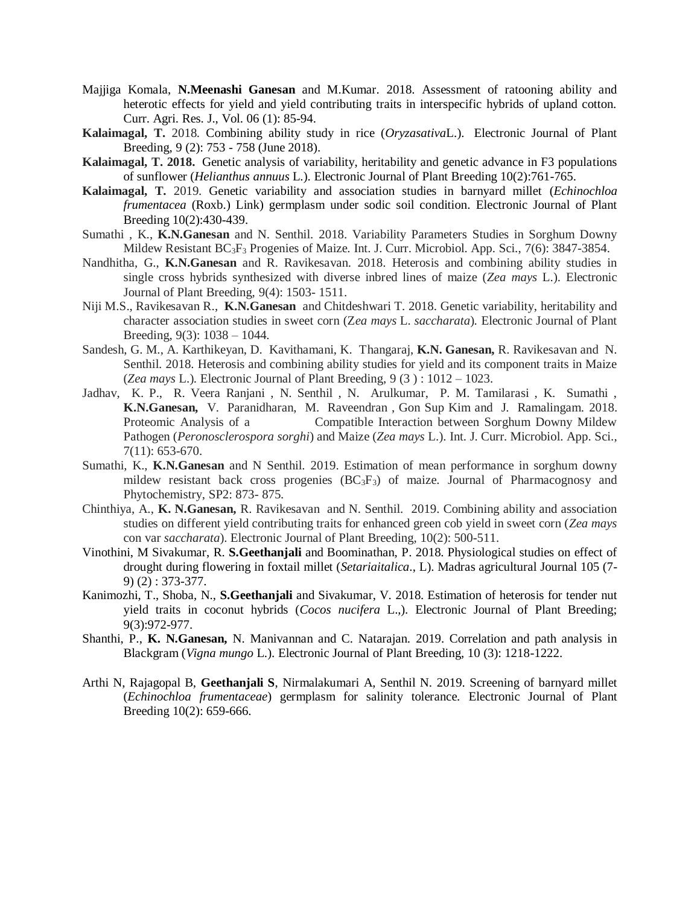Majjiga Komala, **N.Meenashi Ganesan** and M.Kumar. 2018. Assessment of ratooning ability and heterotic effects for yield and yield contributing traits in interspecific hybrids of upland cotton. Curr. Agri. Res. J., Vol. 06 (1): 85-94.

**Kalaimagal, T.** 2018. Combining ability study in rice (*Oryzasativa*L.). Electronic Journal of Plant Breeding, 9 (2): 753 - 758 (June 2018).

**Kalaimagal, T. 2018.** Genetic analysis of variability, heritability and genetic advance in F3 populations of sunflower (*Helianthus annuus* L.). Electronic Journal of Plant Breeding 10(2):761-765.

**Kalaimagal, T.** 2019. Genetic variability and association studies in barnyard millet (*Echinochloa frumentacea* (Roxb.) Link) germplasm under sodic soil condition. Electronic Journal of Plant Breeding 10(2):430-439.

Sumathi , K., **K.N.Ganesan** and N. Senthil. 2018. Variability Parameters Studies in Sorghum Downy Mildew Resistant $BC_3F_3$ Progenies of Maize. Int. J. Curr. Microbiol. App. Sci., 7(6): 3847-3854.

Nandhitha, G., **K.N.Ganesan** and R. Ravikesavan. 2018. Heterosis and combining ability studies in single cross hybrids synthesized with diverse inbred lines of maize (*Zea mays* L.). Electronic Journal of Plant Breeding, 9(4): 1503- 1511.

Niji M.S., Ravikesavan R., **K.N.Ganesan** and Chitdeshwari T. 2018. Genetic variability, heritability and character association studies in sweet corn (Z*ea mays* L. *saccharata*). Electronic Journal of Plant Breeding, 9(3): 1038 – 1044.

Sandesh, G. M., A. Karthikeyan, D. Kavithamani, K. Thangaraj, **K.N. Ganesan,** R. Ravikesavan and N. Senthil. 2018. Heterosis and combining ability studies for yield and its component traits in Maize (*Zea mays* L.). Electronic Journal of Plant Breeding, 9 (3 ) : 1012 – 1023.

Jadhav, K. P., R. Veera Ranjani , N. Senthil , N. Arulkumar, P. M. Tamilarasi , K. Sumathi , **K.N.Ganesan,** V. Paranidharan, M. Raveendran , Gon Sup Kim and J. Ramalingam. 2018. Proteomic Analysis of a Compatible Interaction between Sorghum Downy Mildew Pathogen (*Peronosclerospora sorghi*) and Maize (*Zea mays* L.). Int. J. Curr. Microbiol. App. Sci., 7(11): 653-670.

Sumathi, K., **K.N.Ganesan** and N Senthil. 2019. Estimation of mean performance in sorghum downy mildew resistant back cross progenies ($BC_3F_3$) of maize. Journal of Pharmacognosy and Phytochemistry, SP2: 873- 875.

Chinthiya, A., **K. N.Ganesan,** R. Ravikesavan and N. Senthil. 2019. Combining ability and association studies on different yield contributing traits for enhanced green cob yield in sweet corn (*Zea mays* con var *saccharata*). Electronic Journal of Plant Breeding, 10(2): 500-511.

Vinothini, M Sivakumar, R. **S.Geethanjali** and Boominathan, P. 2018. Physiological studies on effect of drought during flowering in foxtail millet (*Setariaitalica*., L). Madras agricultural Journal 105 (7-9) (2) : 373-377.

Kanimozhi, T., Shoba, N., **S.Geethanjali** and Sivakumar, V. 2018. Estimation of heterosis for tender nut yield traits in coconut hybrids (*Cocos nucifera* L.,). Electronic Journal of Plant Breeding; 9(3):972-977.

Shanthi, P., **K. N.Ganesan,** N. Manivannan and C. Natarajan. 2019. Correlation and path analysis in Blackgram (*Vigna mungo* L.). Electronic Journal of Plant Breeding, 10 (3): 1218-1222.

Arthi N, Rajagopal B, **Geethanjali S**, Nirmalakumari A, Senthil N. 2019. Screening of barnyard millet (*Echinochloa frumentaceae*) germplasm for salinity tolerance. Electronic Journal of Plant Breeding 10(2): 659-666.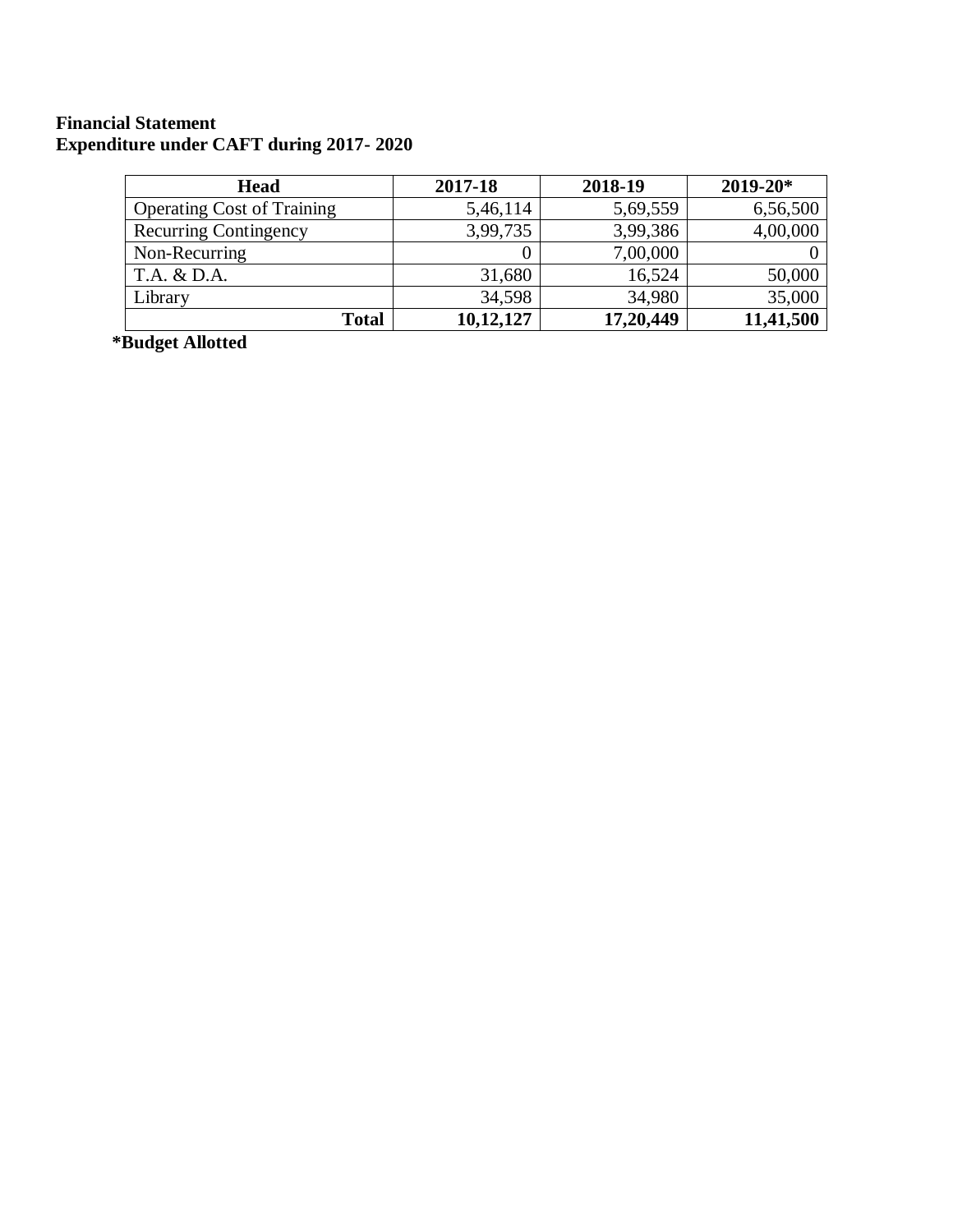**Financial Statement**
**Expenditure under CAFT during 2017- 2020**

| Head | 2017-18 | 2018-19 | 2019-20* |
|---|---|---|---|
| Operating Cost of Training | 5,46,114 | 5,69,559 | 6,56,500 |
| Recurring Contingency | 3,99,735 | 3,99,386 | 4,00,000 |
| Non-Recurring | 0 | 7,00,000 | 0 |
| T.A. & D.A. | 31,680 | 16,524 | 50,000 |
| Library | 34,598 | 34,980 | 35,000 |
| **Total** | **10,12,127** | **17,20,449** | **11,41,500** |

**\*Budget Allotted**